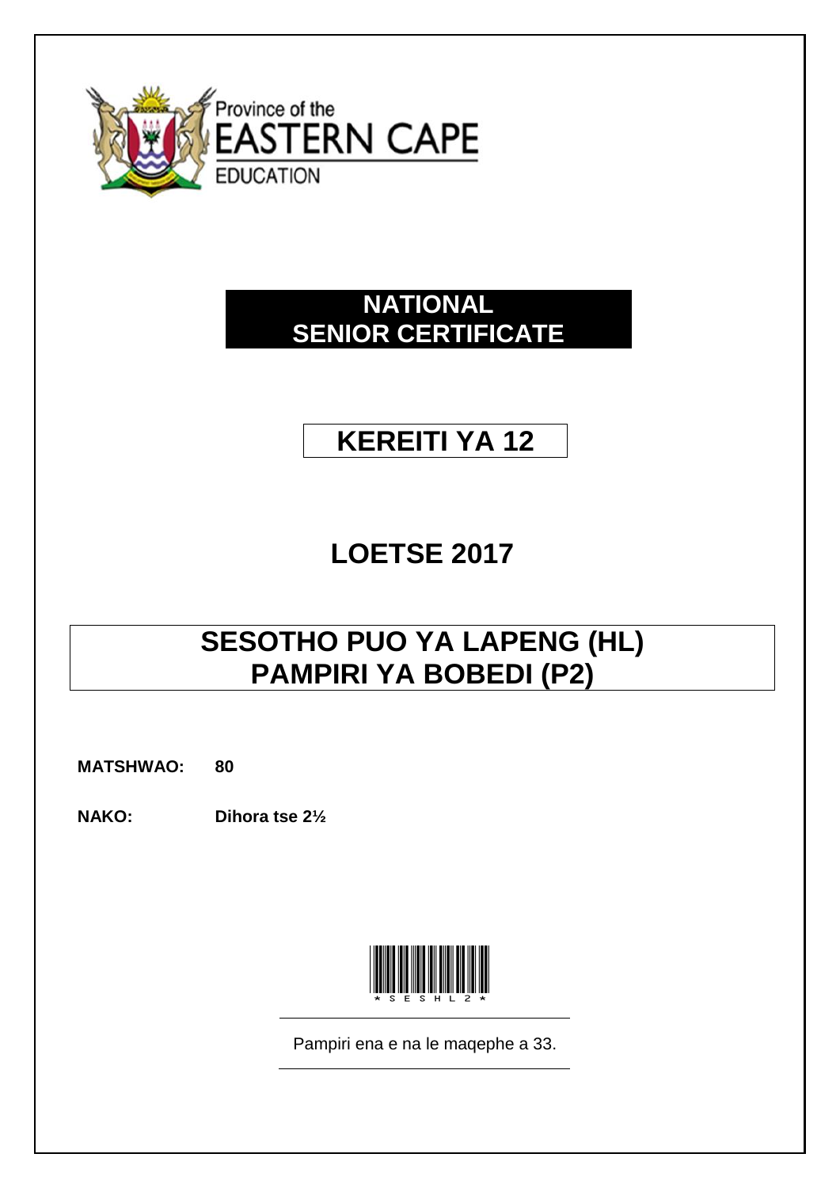Province of the
EASTERN CAPE
EDUCATION

# NATIONAL SENIOR CERTIFICATE

# KEREITI YA 12

# LOETSE 2017

# SESOTHO PUO YA LAPENG (HL) PAMPIRI YA BOBEDI (P2)

**MATSHWAO:** **80**

**NAKO:** **Dihora tse 2½**

Pampiri ena e na le maqephe a 33.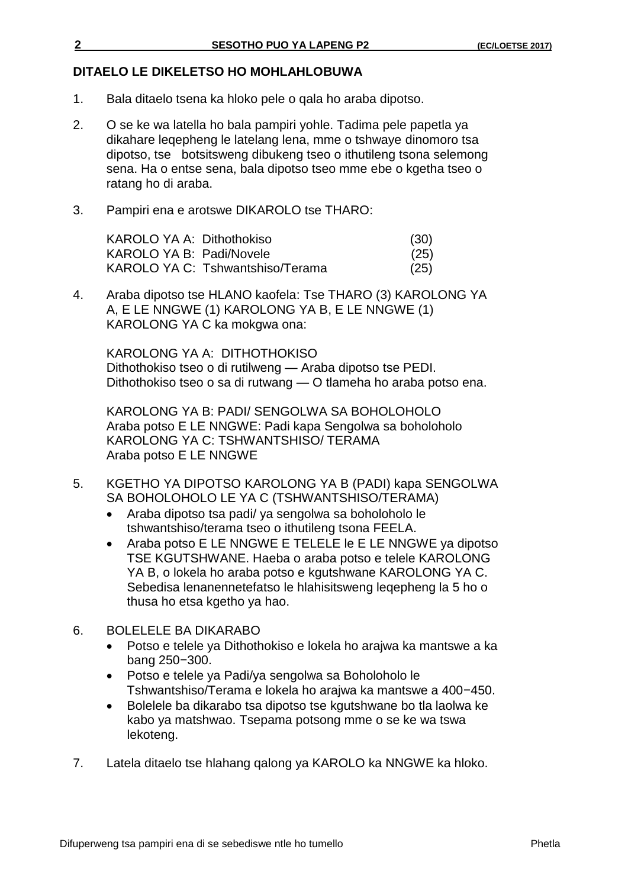## DITAELO LE DIKELETSO HO MOHLAHLOBUWA

1. Bala ditaelo tsena ka hloko pele o qala ho araba dipotso.

2. O se ke wa latella ho bala pampiri yohle. Tadima pele papetla ya dikahare leqepheng le latelang lena, mme o tshwaye dinomoro tsa dipotso, tse botsitsweng dibukeng tseo o ithutileng tsona selemong sena. Ha o entse sena, bala dipotso tseo mme ebe o kgetha tseo o ratang ho di araba.

3. Pampiri ena e arotswe DIKAROLO tse THARO:

   | | |
   |---|---|
   | KAROLO YA A: Dithothokiso | (30) |
   | KAROLO YA B: Padi/Novele | (25) |
   | KAROLO YA C: Tshwantshiso/Terama | (25) |

4. Araba dipotso tse HLANO kaofela: Tse THARO (3) KAROLONG YA A, E LE NNGWE (1) KAROLONG YA B, E LE NNGWE (1) KAROLONG YA C ka mokgwa ona:

   KAROLONG YA A: DITHOTHOKISO
   Dithothokiso tseo o di rutilweng — Araba dipotso tse PEDI.
   Dithothokiso tseo o sa di rutwang — O tlameha ho araba potso ena.

   KAROLONG YA B: PADI/ SENGOLWA SA BOHOLOHOLO
   Araba potso E LE NNGWE: Padi kapa Sengolwa sa boholoholo
   KAROLONG YA C: TSHWANTSHISO/ TERAMA
   Araba potso E LE NNGWE

5. KGETHO YA DIPOTSO KAROLONG YA B (PADI) kapa SENGOLWA SA BOHOLOHOLO LE YA C (TSHWANTSHISO/TERAMA)
   - Araba dipotso tsa padi/ ya sengolwa sa boholoholo le tshwantshiso/terama tseo o ithutileng tsona FEELA.
   - Araba potso E LE NNGWE E TELELE le E LE NNGWE ya dipotso TSE KGUTSHWANE. Haeba o araba potso e telele KAROLONG YA B, o lokela ho araba potso e kgutshwane KAROLONG YA C. Sebedisa lenanennetefatso le hlahisitsweng leqepheng la 5 ho o thusa ho etsa kgetho ya hao.

6. BOLELELE BA DIKARABO
   - Potso e telele ya Dithothokiso e lokela ho arajwa ka mantswe a ka bang 250−300.
   - Potso e telele ya Padi/ya sengolwa sa Boholoholo le Tshwantshiso/Terama e lokela ho arajwa ka mantswe a 400−450.
   - Bolelele ba dikarabo tsa dipotso tse kgutshwane bo tla laolwa ke kabo ya matshwao. Tsepama potsong mme o se ke wa tswa lekoteng.

7. Latela ditaelo tse hlahang qalong ya KAROLO ka NNGWE ka hloko.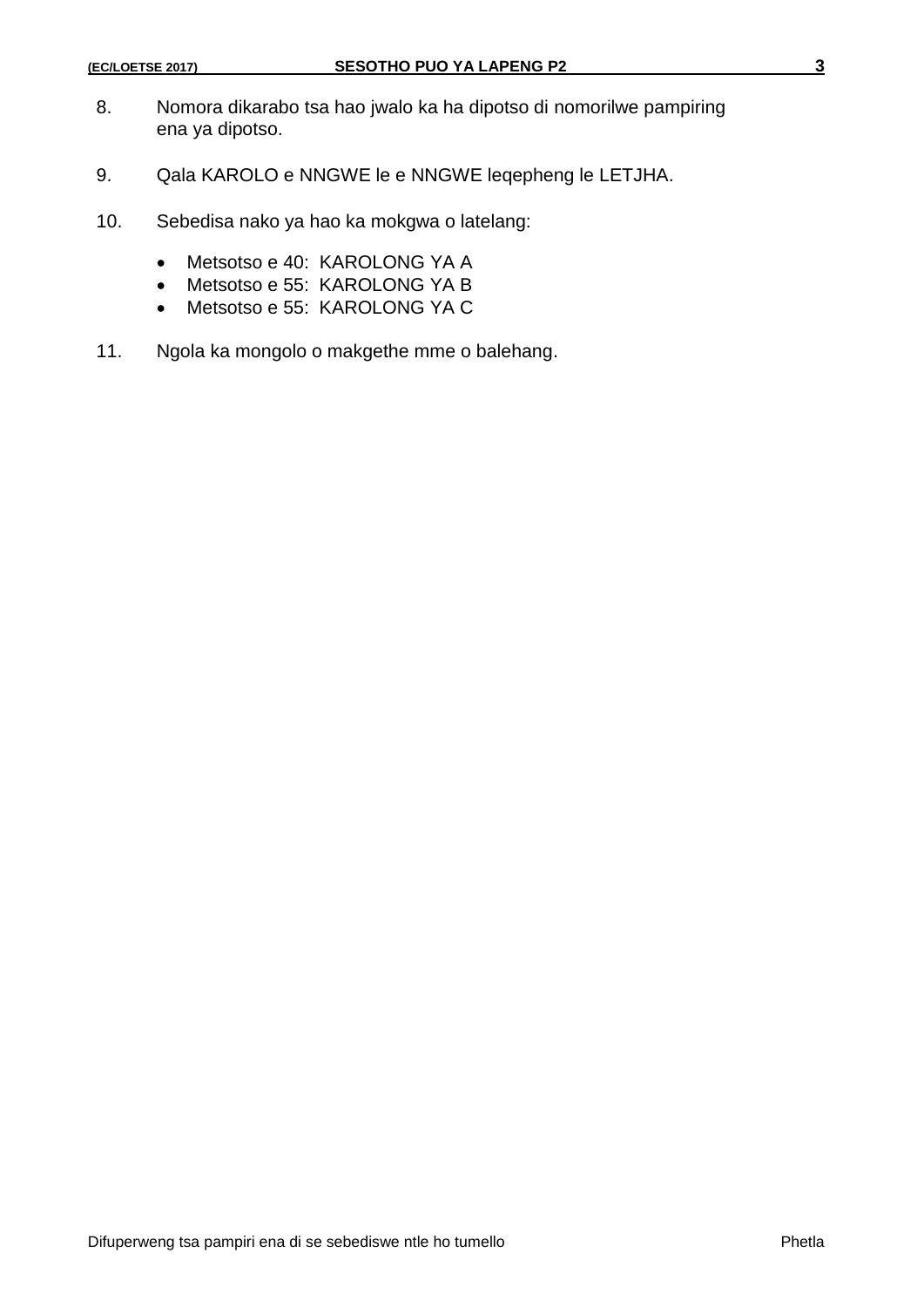8. Nomora dikarabo tsa hao jwalo ka ha dipotso di nomorilwe pampiring ena ya dipotso.

9. Qala KAROLO e NNGWE le e NNGWE leqepheng le LETJHA.

10. Sebedisa nako ya hao ka mokgwa o latelang:

    - Metsotso e 40: KAROLONG YA A
    - Metsotso e 55: KAROLONG YA B
    - Metsotso e 55: KAROLONG YA C

11. Ngola ka mongolo o makgethe mme o balehang.

Difuperweng tsa pampiri ena di se sebediswe ntle ho tumello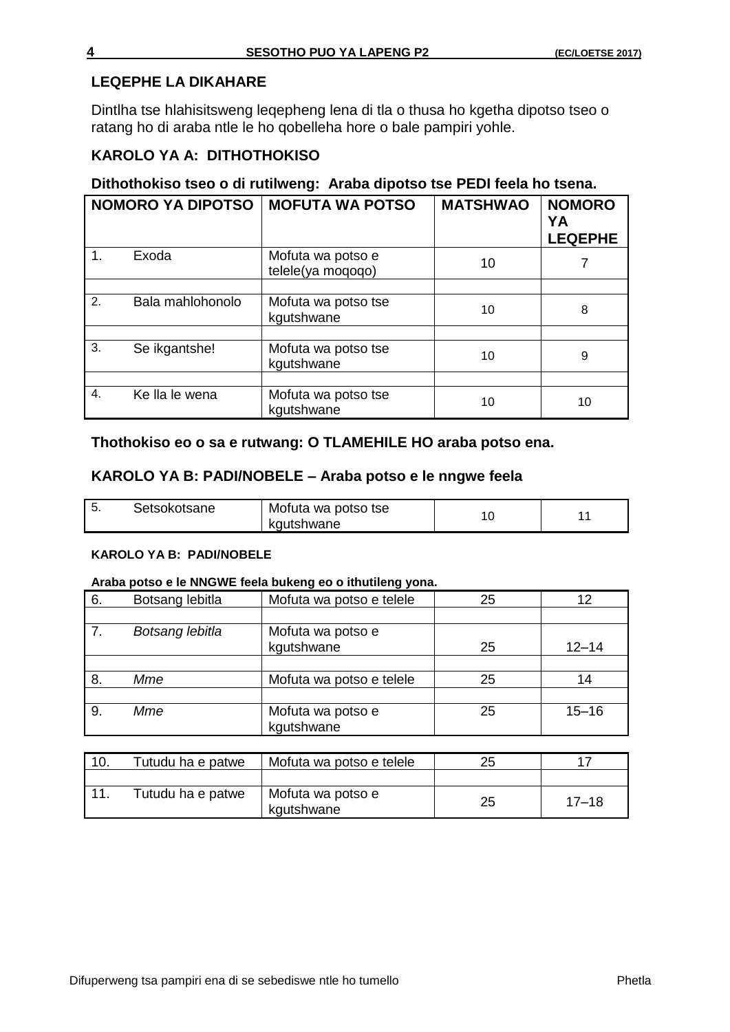## LEQEPHE LA DIKAHARE

Dintlha tse hlahisitsweng leqepheng lena di tla o thusa ho kgetha dipotso tseo o ratang ho di araba ntle le ho qobelleha hore o bale pampiri yohle.

## KAROLO YA A: DITHOTHOKISO

**Dithothokiso tseo o di rutilweng: Araba dipotso tse PEDI feela ho tsena.**

| NOMORO YA DIPOTSO | | MOFUTA WA POTSO | MATSHWAO | NOMORO YA LEQEPHE |
|---|---|---|---|---|
| 1. | Exoda | Mofuta wa potso e telele(ya moqoqo) | 10 | 7 |
| 2. | Bala mahlohonolo | Mofuta wa potso tse kgutshwane | 10 | 8 |
| 3. | Se ikgantshe! | Mofuta wa potso tse kgutshwane | 10 | 9 |
| 4. | Ke lla le wena | Mofuta wa potso tse kgutshwane | 10 | 10 |

**Thothokiso eo o sa e rutwang: O TLAMEHILE HO araba potso ena.**

## KAROLO YA B: PADI/NOBELE – Araba potso e le nngwe feela

| | | | | |
|---|---|---|---|---|
| 5. | Setsokotsane | Mofuta wa potso tse kgutshwane | 10 | 11 |

**KAROLO YA B: PADI/NOBELE**

**Araba potso e le NNGWE feela bukeng eo o ithutileng yona.**

| | | | | |
|---|---|---|---|---|
| 6. | Botsang lebitla | Mofuta wa potso e telele | 25 | 12 |
| 7. | *Botsang lebitla* | Mofuta wa potso e kgutshwane | 25 | 12–14 |
| 8. | *Mme* | Mofuta wa potso e telele | 25 | 14 |
| 9. | *Mme* | Mofuta wa potso e kgutshwane | 25 | 15–16 |

| | | | | |
|---|---|---|---|---|
| 10. | Tutudu ha e patwe | Mofuta wa potso e telele | 25 | 17 |
| 11. | Tutudu ha e patwe | Mofuta wa potso e kgutshwane | 25 | 17–18 |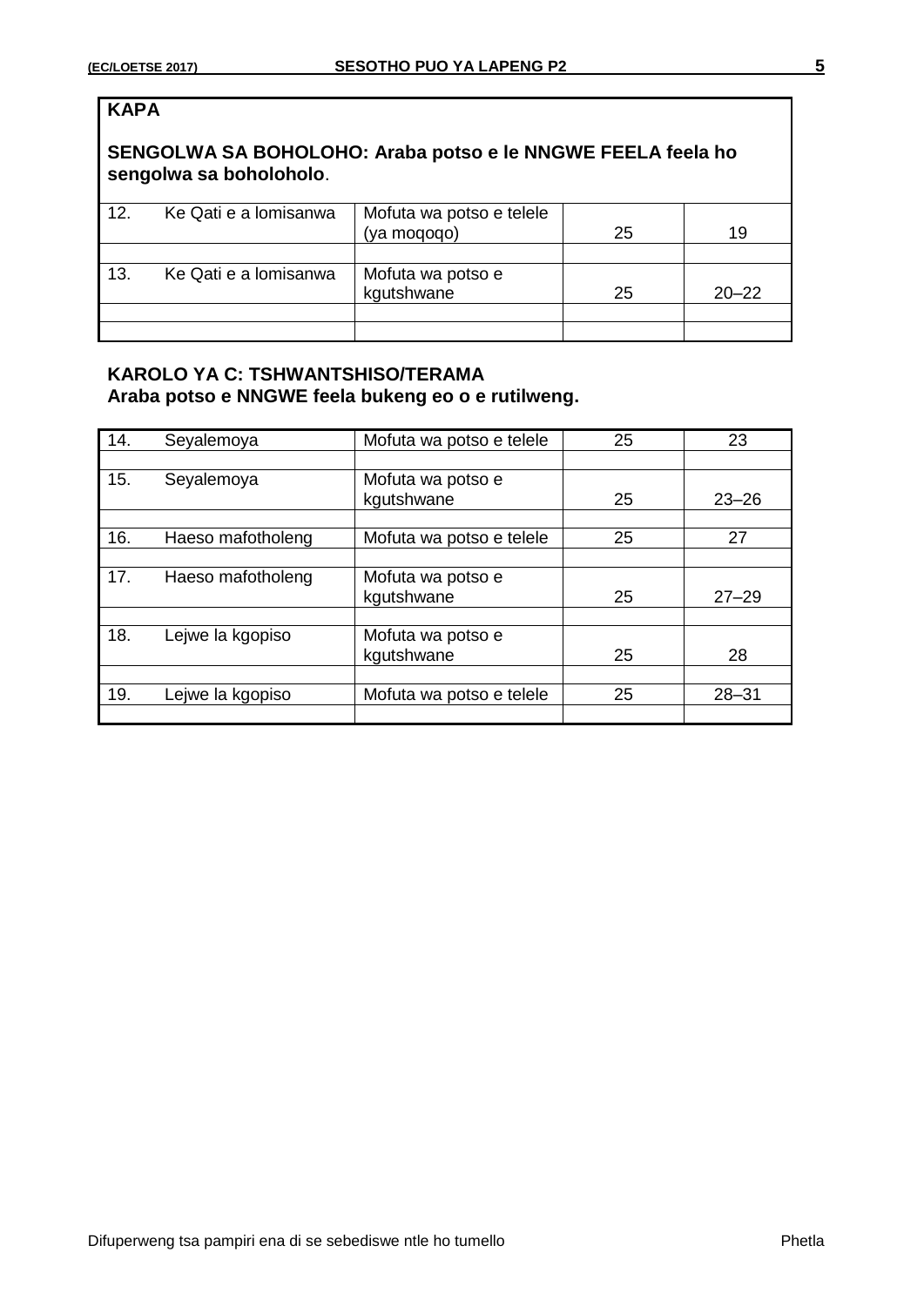**KAPA**

**SENGOLWA SA BOHOLOHO: Araba potso e le NNGWE FEELA feela ho sengolwa sa boholoholo**.

| | | | | |
|---|---|---|---|---|
| 12. | Ke Qati e a lomisanwa | Mofuta wa potso e telele (ya moqoqo) | 25 | 19 |
| | | | | |
| 13. | Ke Qati e a lomisanwa | Mofuta wa potso e kgutshwane | 25 | 20–22 |
| | | | | |
| | | | | |

**KAROLO YA C: TSHWANTSHISO/TERAMA**
**Araba potso e NNGWE feela bukeng eo o e rutilweng.**

| | | | | |
|---|---|---|---|---|
| 14. | Seyalemoya | Mofuta wa potso e telele | 25 | 23 |
| | | | | |
| 15. | Seyalemoya | Mofuta wa potso e kgutshwane | 25 | 23–26 |
| | | | | |
| 16. | Haeso mafotholeng | Mofuta wa potso e telele | 25 | 27 |
| | | | | |
| 17. | Haeso mafotholeng | Mofuta wa potso e kgutshwane | 25 | 27–29 |
| | | | | |
| 18. | Lejwe la kgopiso | Mofuta wa potso e kgutshwane | 25 | 28 |
| | | | | |
| 19. | Lejwe la kgopiso | Mofuta wa potso e telele | 25 | 28–31 |
| | | | | |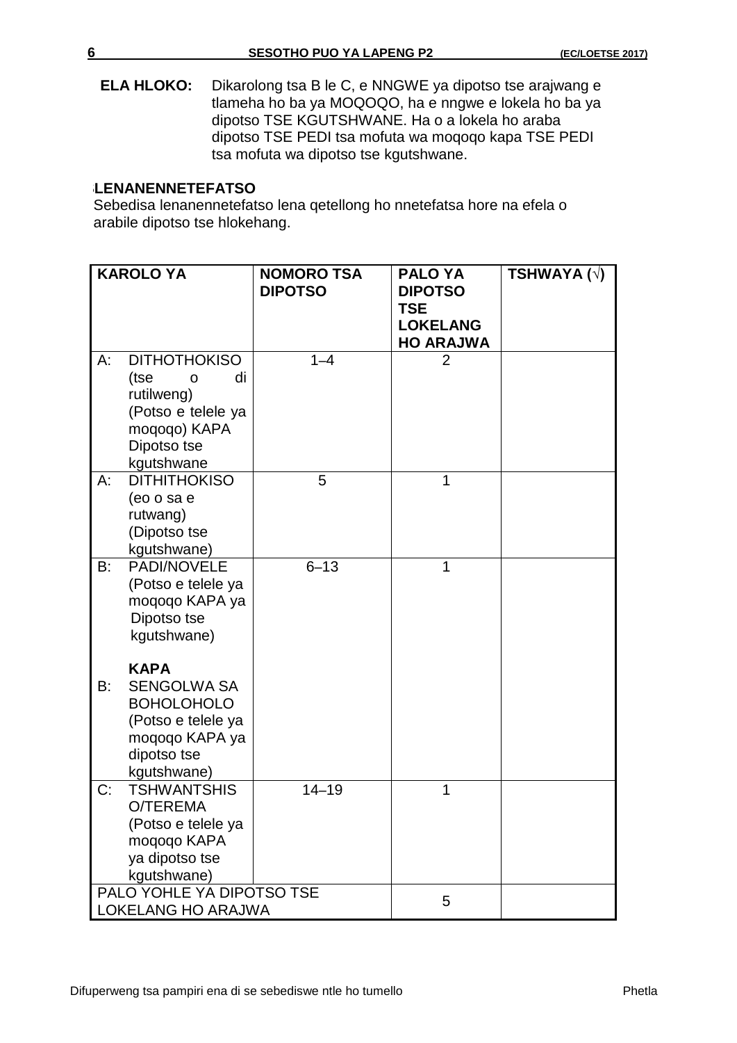**ELA HLOKO:** Dikarolong tsa B le C, e NNGWE ya dipotso tse arajwang e tlameha ho ba ya MOQOQO, ha e nngwe e lokela ho ba ya dipotso TSE KGUTSHWANE. Ha o a lokela ho araba dipotso TSE PEDI tsa mofuta wa moqoqo kapa TSE PEDI tsa mofuta wa dipotso tse kgutshwane.

**LENANENNETEFATSO**

Sebedisa lenanennetefatso lena qetellong ho nnetefatsa hore na efela o arabile dipotso tse hlokehang.

| KAROLO YA | NOMORO TSA DIPOTSO | PALO YA DIPOTSO TSE LOKELANG HO ARAJWA | TSHWAYA (√) |
|---|---|---|---|
| A: DITHOTHOKISO (tse o di rutilweng) (Potso e telele ya moqoqo) KAPA Dipotso tse kgutshwane | 1–4 | 2 | |
| A: DITHITHOKISO (eo o sa e rutwang) (Dipotso tse kgutshwane) | 5 | 1 | |
| B: PADI/NOVELE (Potso e telele ya moqoqo KAPA ya Dipotso tse kgutshwane) **KAPA** B: SENGOLWA SA BOHOLOHOLO (Potso e telele ya moqoqo KAPA ya dipotso tse kgutshwane) | 6–13 | 1 | |
| C: TSHWANTSHISO/TEREMA (Potso e telele ya moqoqo KAPA ya dipotso tse kgutshwane) | 14–19 | 1 | |
| PALO YOHLE YA DIPOTSO TSE LOKELANG HO ARAJWA | | 5 | |

Difuperweng tsa pampiri ena di se sebediswe ntle ho tumello

Phetla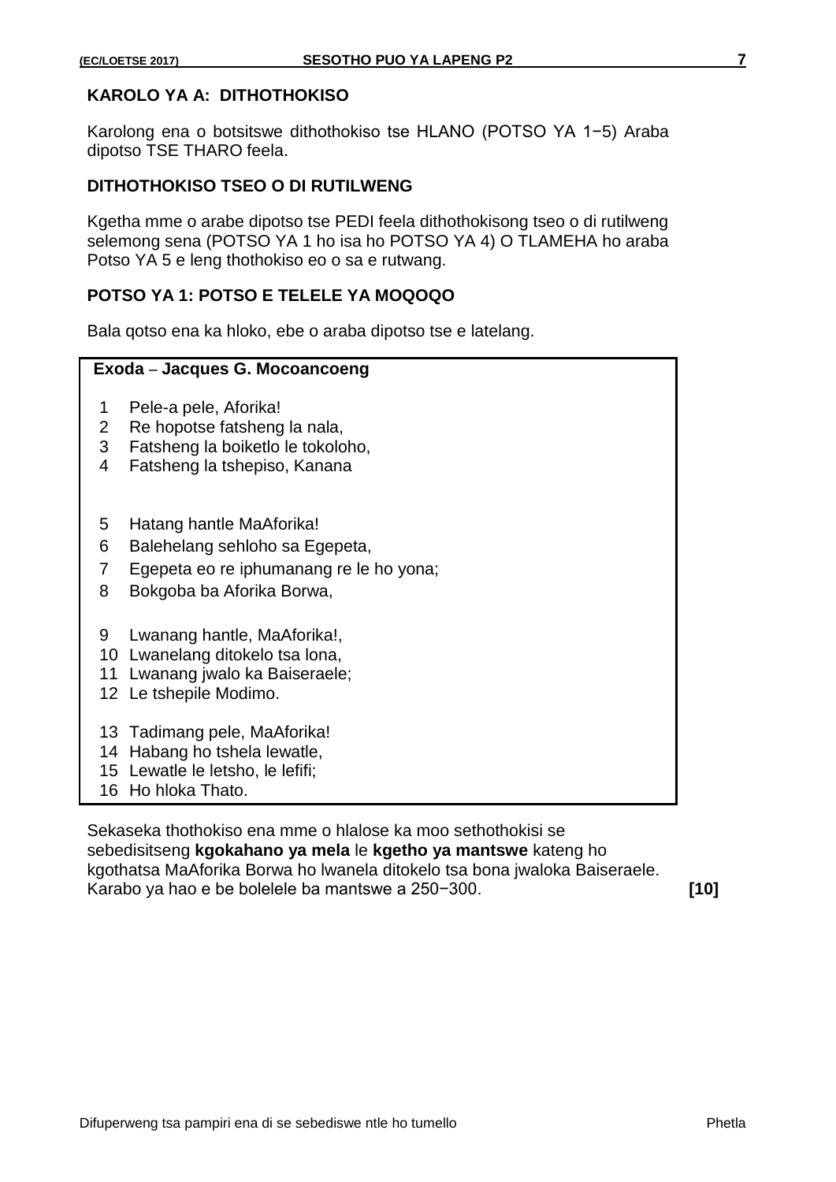## KAROLO YA A: DITHOTHOKISO

Karolong ena o botsitswe dithothokiso tse HLANO (POTSO YA 1−5) Araba dipotso TSE THARO feela.

### DITHOTHOKISO TSEO O DI RUTILWENG

Kgetha mme o arabe dipotso tse PEDI feela dithothokisong tseo o di rutilweng selemong sena (POTSO YA 1 ho isa ho POTSO YA 4) O TLAMEHA ho araba Potso YA 5 e leng thothokiso eo o sa e rutwang.

### POTSO YA 1: POTSO E TELELE YA MOQOQO

Bala qotso ena ka hloko, ebe o araba dipotso tse e latelang.

**Exoda – Jacques G. Mocoancoeng**

1 Pele-a pele, Aforika!
2 Re hopotse fatsheng la nala,
3 Fatsheng la boiketlo le tokoloho,
4 Fatsheng la tshepiso, Kanana

5 Hatang hantle MaAforika!
6 Balehelang sehloho sa Egepeta,
7 Egepeta eo re iphumanang re le ho yona;
8 Bokgoba ba Aforika Borwa,

9 Lwanang hantle, MaAforika!,
10 Lwanelang ditokelo tsa lona,
11 Lwanang jwalo ka Baiseraele;
12 Le tshepile Modimo.

13 Tadimang pele, MaAforika!
14 Habang ho tshela lewatle,
15 Lewatle le letsho, le lefifi;
16 Ho hloka Thato.

Sekaseka thothokiso ena mme o hlalose ka moo sethothokisi se sebedisitseng **kgokahano ya mela** le **kgetho ya mantswe** kateng ho kgothatsa MaAforika Borwa ho lwanela ditokelo tsa bona jwaloka Baiseraele. Karabo ya hao e be bolelele ba mantswe a 250−300. **[10]**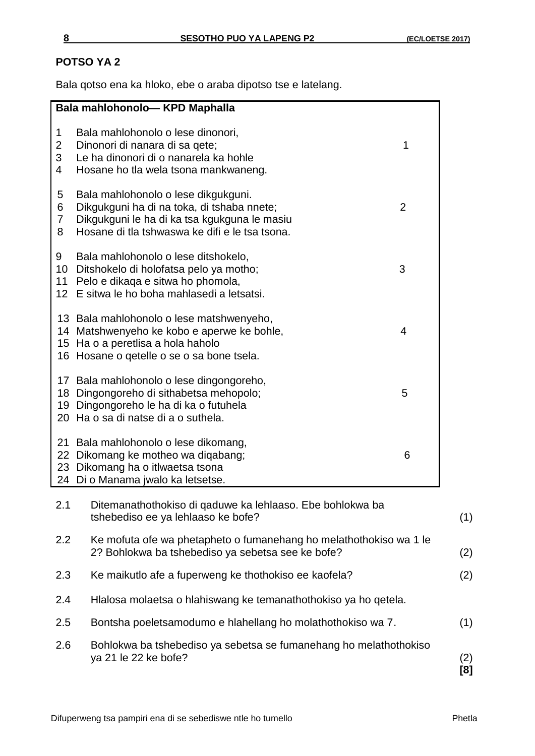## POTSO YA 2

Bala qotso ena ka hloko, ebe o araba dipotso tse e latelang.

**Bala mahlohonolo— KPD Maphalla**

1 Bala mahlohonolo o lese dinonori,
2 Dinonori di nanara di sa qete; 1
3 Le ha dinonori di o nanarela ka hohle
4 Hosane ho tla wela tsona mankwaneng.

5 Bala mahlohonolo o lese dikgukguni.
6 Dikgukguni ha di na toka, di tshaba nnete; 2
7 Dikgukguni le ha di ka tsa kgukguna le masiu
8 Hosane di tla tshwaswa ke difi e le tsa tsona.

9 Bala mahlohonolo o lese ditshokelo,
10 Ditshokelo di holofatsa pelo ya motho; 3
11 Pelo e dikaqa e sitwa ho phomola,
12 E sitwa le ho boha mahlasedi a letsatsi.

13 Bala mahlohonolo o lese matshwenyeho,
14 Matshwenyeho ke kobo e aperwe ke bohle, 4
15 Ha o a peretlisa a hola haholo
16 Hosane o qetelle o se o sa bone tsela.

17 Bala mahlohonolo o lese dingongoreho,
18 Dingongoreho di sithabetsa mehopolo; 5
19 Dingongoreho le ha di ka o futuhela
20 Ha o sa di natse di a o suthela.

21 Bala mahlohonolo o lese dikomang,
22 Dikomang ke motheo wa diqabang; 6
23 Dikomang ha o itlwaetsa tsona
24 Di o Manama jwalo ka letsetse.

2.1 Ditemanathothokiso di qaduwe ka lehlaaso. Ebe bohlokwa ba tshebediso ee ya lehlaaso ke bofe? (1)

2.2 Ke mofuta ofe wa phetapheto o fumanehang ho melathothokiso wa 1 le 2? Bohlokwa ba tshebediso ya sebetsa see ke bofe? (2)

2.3 Ke maikutlo afe a fuperweng ke thothokiso ee kaofela? (2)

2.4 Hlalosa molaetsa o hlahiswang ke temanathothokiso ya ho qetela.

2.5 Bontsha poeletsamodumo e hlahellang ho molathothokiso wa 7. (1)

2.6 Bohlokwa ba tshebediso ya sebetsa se fumanehang ho melathothokiso ya 21 le 22 ke bofe? (2)
**[8]**

Difuperweng tsa pampiri ena di se sebediswe ntle ho tumello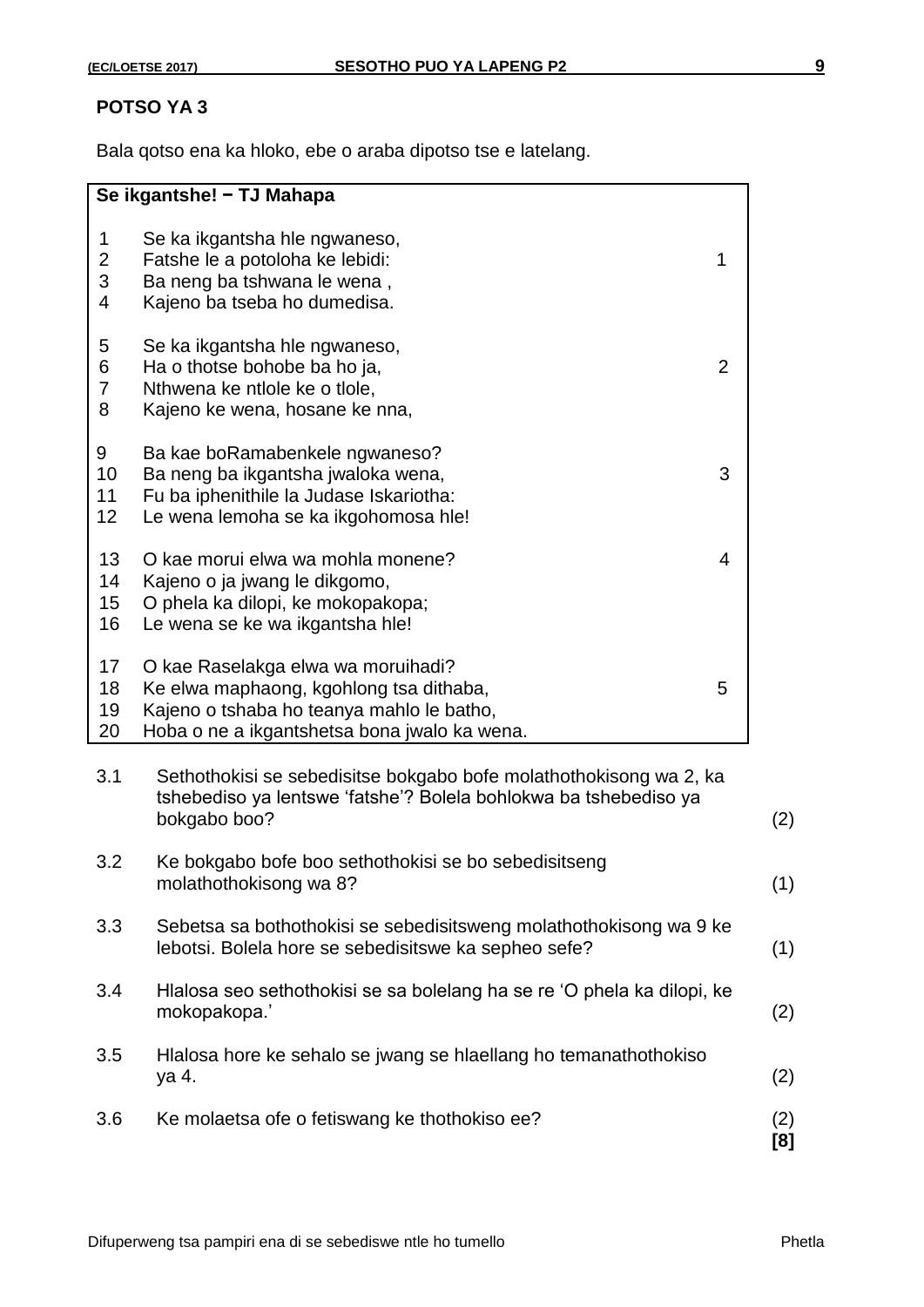**POTSO YA 3**

Bala qotso ena ka hloko, ebe o araba dipotso tse e latelang.

| **Se ikgantshe! − TJ Mahapa** | | |
|---|---|---|
| 1 | Se ka ikgantsha hle ngwaneso, | |
| 2 | Fatshe le a potoloha ke lebidi: | 1 |
| 3 | Ba neng ba tshwana le wena , | |
| 4 | Kajeno ba tseba ho dumedisa. | |
| | | |
| 5 | Se ka ikgantsha hle ngwaneso, | |
| 6 | Ha o thotse bohobe ba ho ja, | 2 |
| 7 | Nthwena ke ntlole ke o tlole, | |
| 8 | Kajeno ke wena, hosane ke nna, | |
| | | |
| 9 | Ba kae boRamabenkele ngwaneso? | |
| 10 | Ba neng ba ikgantsha jwaloka wena, | 3 |
| 11 | Fu ba iphenithile la Judase Iskariotha: | |
| 12 | Le wena lemoha se ka ikgohomosa hle! | |
| | | |
| 13 | O kae morui elwa wa mohla monene? | 4 |
| 14 | Kajeno o ja jwang le dikgomo, | |
| 15 | O phela ka dilopi, ke mokopakopa; | |
| 16 | Le wena se ke wa ikgantsha hle! | |
| | | |
| 17 | O kae Raselakga elwa wa moruihadi? | |
| 18 | Ke elwa maphaong, kgohlong tsa dithaba, | 5 |
| 19 | Kajeno o tshaba ho teanya mahlo le batho, | |
| 20 | Hoba o ne a ikgantshetsa bona jwalo ka wena. | |

3.1 Sethothokisi se sebedisitse bokgabo bofe molathothokisong wa 2, ka tshebediso ya lentswe 'fatshe'? Bolela bohlokwa ba tshebediso ya bokgabo boo? (2)

3.2 Ke bokgabo bofe boo sethothokisi se bo sebedisitseng molathothokisong wa 8? (1)

3.3 Sebetsa sa bothothokisi se sebedisitsweng molathothokisong wa 9 ke lebotsi. Bolela hore se sebedisitswe ka sepheo sefe? (1)

3.4 Hlalosa seo sethothokisi se sa bolelang ha se re 'O phela ka dilopi, ke mokopakopa.' (2)

3.5 Hlalosa hore ke sehalo se jwang se hlaellang ho temanathothokiso ya 4. (2)

3.6 Ke molaetsa ofe o fetiswang ke thothokiso ee? (2)
**[8]**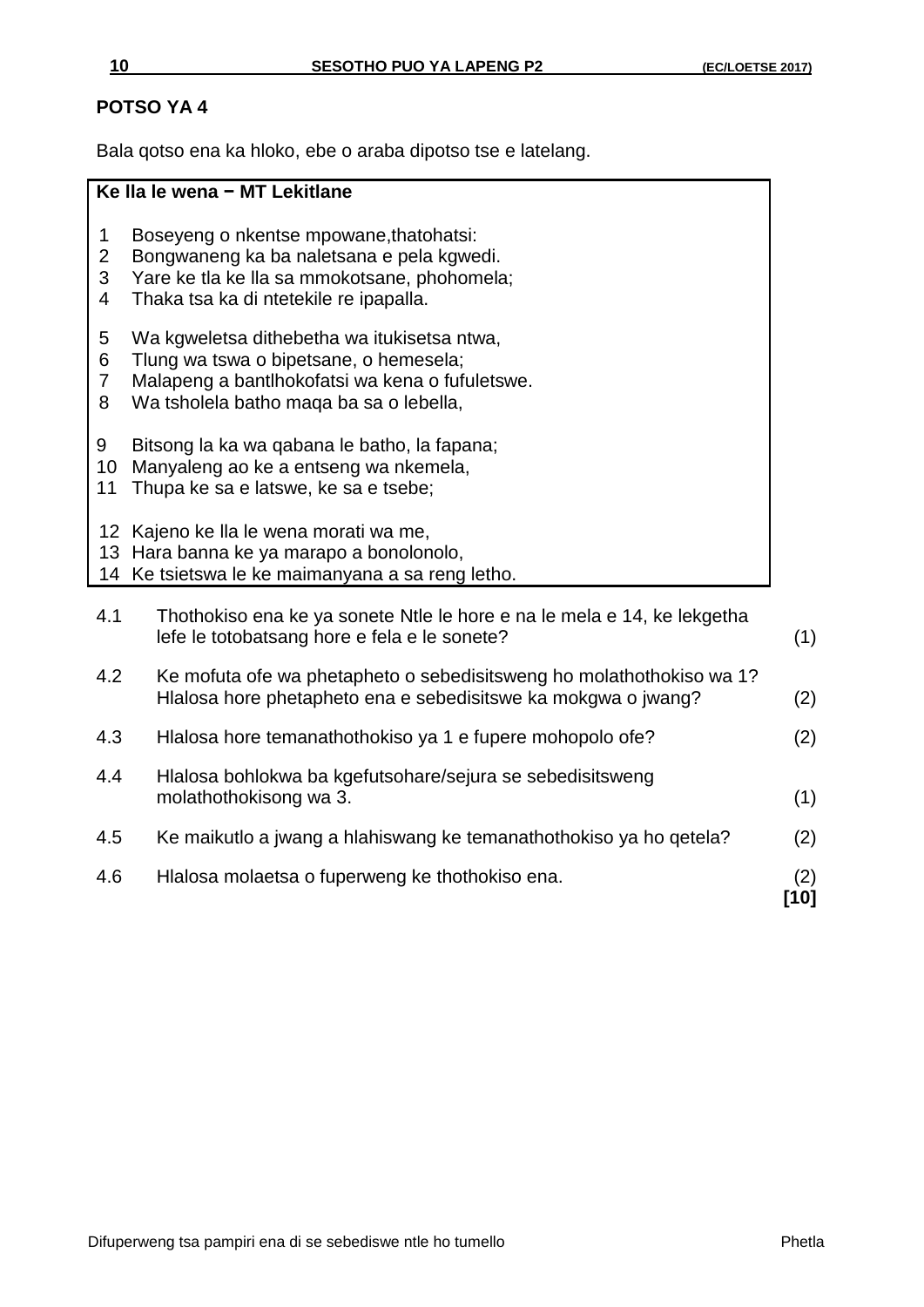## POTSO YA 4

Bala qotso ena ka hloko, ebe o araba dipotso tse e latelang.

**Ke lla le wena − MT Lekitlane**

1 Boseyeng o nkentse mpowane,thatohatsi:
2 Bongwaneng ka ba naletsana e pela kgwedi.
3 Yare ke tla ke lla sa mmokotsane, phohomela;
4 Thaka tsa ka di ntetekile re ipapalla.

5 Wa kgweletsa dithebetha wa itukisetsa ntwa,
6 Tlung wa tswa o bipetsane, o hemesela;
7 Malapeng a bantlhokofatsi wa kena o fufuletswe.
8 Wa tsholela batho maqa ba sa o lebella,

9 Bitsong la ka wa qabana le batho, la fapana;
10 Manyaleng ao ke a entseng wa nkemela,
11 Thupa ke sa e latswe, ke sa e tsebe;

12 Kajeno ke lla le wena morati wa me,
13 Hara banna ke ya marapo a bonolonolo,
14 Ke tsietswa le ke maimanyana a sa reng letho.

| | | |
|---|---|---|
| 4.1 | Thothokiso ena ke ya sonete Ntle le hore e na le mela e 14, ke lekgetha lefe le totobatsang hore e fela e le sonete? | (1) |
| 4.2 | Ke mofuta ofe wa phetapheto o sebedisitsweng ho molathothokiso wa 1? Hlalosa hore phetapheto ena e sebedisitswe ka mokgwa o jwang? | (2) |
| 4.3 | Hlalosa hore temanathothokiso ya 1 e fupere mohopolo ofe? | (2) |
| 4.4 | Hlalosa bohlokwa ba kgefutsohare/sejura se sebedisitsweng molathothokisong wa 3. | (1) |
| 4.5 | Ke maikutlo a jwang a hlahiswang ke temanathothokiso ya ho qetela? | (2) |
| 4.6 | Hlalosa molaetsa o fuperweng ke thothokiso ena. | (2) **[10]** |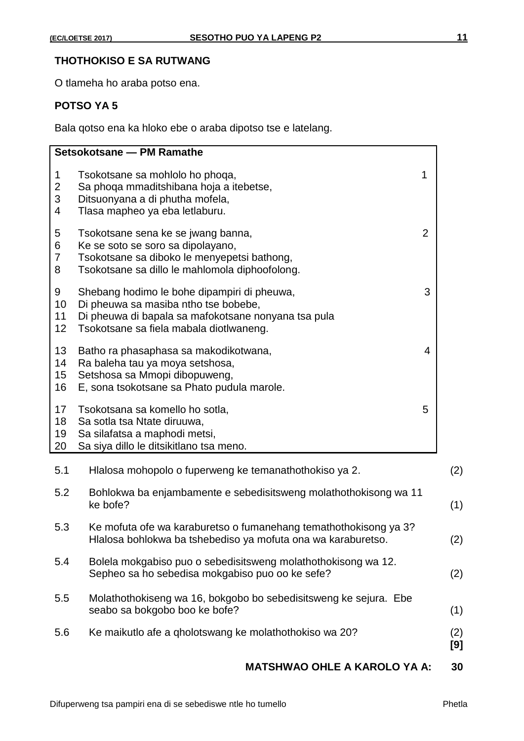**THOTHOKISO E SA RUTWANG**

O tlameha ho araba potso ena.

**POTSO YA 5**

Bala qotso ena ka hloko ebe o araba dipotso tse e latelang.

**Setsokotsane — PM Ramathe**

| | | |
|---|---|---|
| 1 | Tsokotsane sa mohlolo ho phoqa, | 1 |
| 2 | Sa phoqa mmaditshibana hoja a itebetse, | |
| 3 | Ditsuonyana a di phutha mofela, | |
| 4 | Tlasa mapheo ya eba letlaburu. | |
| 5 | Tsokotsane sena ke se jwang banna, | 2 |
| 6 | Ke se soto se soro sa dipolayano, | |
| 7 | Tsokotsane sa diboko le menyepetsi bathong, | |
| 8 | Tsokotsane sa dillo le mahlomola diphoofolong. | |
| 9 | Shebang hodimo le bohe dipampiri di pheuwa, | 3 |
| 10 | Di pheuwa sa masiba ntho tse bobebe, | |
| 11 | Di pheuwa di bapala sa mafokotsane nonyana tsa pula | |
| 12 | Tsokotsane sa fiela mabala diotlwaneng. | |
| 13 | Batho ra phasaphasa sa makodikotwana, | 4 |
| 14 | Ra baleha tau ya moya setshosa, | |
| 15 | Setshosa sa Mmopi dibopuweng, | |
| 16 | E, sona tsokotsane sa Phato pudula marole. | |
| 17 | Tsokotsana sa komello ho sotla, | 5 |
| 18 | Sa sotla tsa Ntate diruuwa, | |
| 19 | Sa silafatsa a maphodi metsi, | |
| 20 | Sa siya dillo le ditsikitlano tsa meno. | |

5.1 Hlalosa mohopolo o fuperweng ke temanathothokiso ya 2. (2)

5.2 Bohlokwa ba enjambamente e sebedisitsweng molathothokisong wa 11 ke bofe? (1)

5.3 Ke mofuta ofe wa karaburetso o fumanehang temathothokisong ya 3? Hlalosa bohlokwa ba tshebediso ya mofuta ona wa karaburetso. (2)

5.4 Bolela mokgabiso puo o sebedisitsweng molathothokisong wa 12. Sepheo sa ho sebedisa mokgabiso puo oo ke sefe? (2)

5.5 Molathothokiseng wa 16, bokgobo bo sebedisitsweng ke sejura. Ebe seabo sa bokgobo boo ke bofe? (1)

5.6 Ke maikutlo afe a qholotswang ke molathothokiso wa 20? (2)
**[9]**

**MATSHWAO OHLE A KAROLO YA A: 30**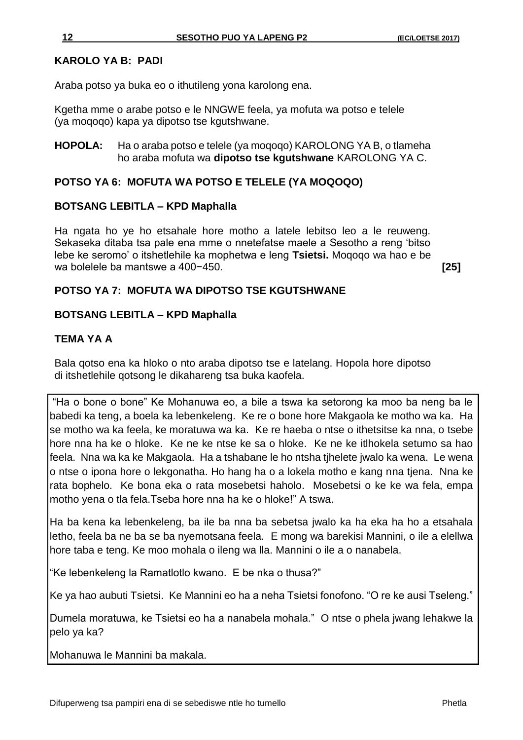**KAROLO YA B: PADI**

Araba potso ya buka eo o ithutileng yona karolong ena.

Kgetha mme o arabe potso e le NNGWE feela, ya mofuta wa potso e telele (ya moqoqo) kapa ya dipotso tse kgutshwane.

**HOPOLA:** Ha o araba potso e telele (ya moqoqo) KAROLONG YA B, o tlameha ho araba mofuta wa **dipotso tse kgutshwane** KAROLONG YA C.

**POTSO YA 6: MOFUTA WA POTSO E TELELE (YA MOQOQO)**

**BOTSANG LEBITLA – KPD Maphalla**

Ha ngata ho ye ho etsahale hore motho a latele lebitso leo a le reuweng. Sekaseka ditaba tsa pale ena mme o nnetefatse maele a Sesotho a reng 'bitso lebe ke seromo' o itshetlehile ka mophetwa e leng **Tsietsi.** Moqoqo wa hao e be wa bolelele ba mantswe a 400−450. **[25]**

**POTSO YA 7: MOFUTA WA DIPOTSO TSE KGUTSHWANE**

**BOTSANG LEBITLA – KPD Maphalla**

**TEMA YA A**

Bala qotso ena ka hloko o nto araba dipotso tse e latelang. Hopola hore dipotso di itshetlehile qotsong le dikahareng tsa buka kaofela.

"Ha o bone o bone" Ke Mohanuwa eo, a bile a tswa ka setorong ka moo ba neng ba le babedi ka teng, a boela ka lebenkeleng. Ke re o bone hore Makgaola ke motho wa ka. Ha se motho wa ka feela, ke moratuwa wa ka. Ke re haeba o ntse o ithetsitse ka nna, o tsebe hore nna ha ke o hloke. Ke ne ke ntse ke sa o hloke. Ke ne ke itlhokela setumo sa hao feela. Nna wa ka ke Makgaola. Ha a tshabane le ho ntsha tjhelete jwalo ka wena. Le wena o ntse o ipona hore o lekgonatha. Ho hang ha o a lokela motho e kang nna tjena. Nna ke rata bophelo. Ke bona eka o rata mosebetsi haholo. Mosebetsi o ke ke wa fela, empa motho yena o tla fela.Tseba hore nna ha ke o hloke!" A tswa.

Ha ba kena ka lebenkeleng, ba ile ba nna ba sebetsa jwalo ka ha eka ha ho a etsahala letho, feela ba ne ba se ba nyemotsana feela. E mong wa barekisi Mannini, o ile a elellwa hore taba e teng. Ke moo mohala o ileng wa lla. Mannini o ile a o nanabela.

"Ke lebenkeleng la Ramatlotlo kwano. E be nka o thusa?"

Ke ya hao aubuti Tsietsi. Ke Mannini eo ha a neha Tsietsi fonofono. "O re ke ausi Tseleng."

Dumela moratuwa, ke Tsietsi eo ha a nanabela mohala." O ntse o phela jwang lehakwe la pelo ya ka?

Mohanuwa le Mannini ba makala.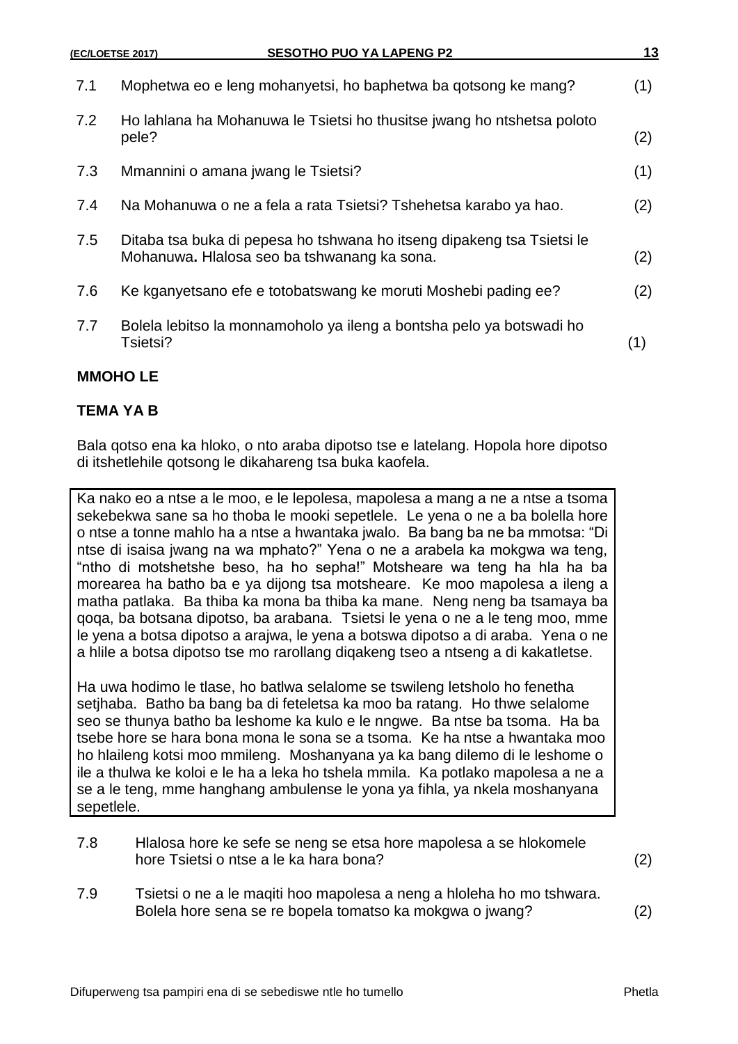7.1 Mophetwa eo e leng mohanyetsi, ho baphetwa ba qotsong ke mang? (1)

7.2 Ho lahlana ha Mohanuwa le Tsietsi ho thusitse jwang ho ntshetsa poloto pele? (2)

7.3 Mmannini o amana jwang le Tsietsi? (1)

7.4 Na Mohanuwa o ne a fela a rata Tsietsi? Tshehetsa karabo ya hao. (2)

7.5 Ditaba tsa buka di pepesa ho tshwana ho itseng dipakeng tsa Tsietsi le Mohanuwa**.** Hlalosa seo ba tshwanang ka sona. (2)

7.6 Ke kganyetsano efe e totobatswang ke moruti Moshebi pading ee? (2)

7.7 Bolela lebitso la monnamoholo ya ileng a bontsha pelo ya botswadi ho Tsietsi? (1)

**MMOHO LE**

**TEMA YA B**

Bala qotso ena ka hloko, o nto araba dipotso tse e latelang. Hopola hore dipotso di itshetlehile qotsong le dikahareng tsa buka kaofela.

> Ka nako eo a ntse a le moo, e le lepolesa, mapolesa a mang a ne a ntse a tsoma sekebekwa sane sa ho thoba le mooki sepetlele. Le yena o ne a ba bolella hore o ntse a tonne mahlo ha a ntse a hwantaka jwalo. Ba bang ba ne ba mmotsa: "Di ntse di isaisa jwang na wa mphato?" Yena o ne a arabela ka mokgwa wa teng, "ntho di motshetshe beso, ha ho sepha!" Motsheare wa teng ha hla ha ba morearea ha batho ba e ya dijong tsa motsheare. Ke moo mapolesa a ileng a matha patlaka. Ba thiba ka mona ba thiba ka mane. Neng neng ba tsamaya ba qoqa, ba botsana dipotso, ba arabana. Tsietsi le yena o ne a le teng moo, mme le yena a botsa dipotso a arajwa, le yena a botswa dipotso a di araba. Yena o ne a hlile a botsa dipotso tse mo rarollang diqakeng tseo a ntseng a di kakatletse.
>
> Ha uwa hodimo le tlase, ho batlwa selalome se tswileng letsholo ho fenetha setjhaba. Batho ba bang ba di feteletsa ka moo ba ratang. Ho thwe selalome seo se thunya batho ba leshome ka kulo e le nngwe. Ba ntse ba tsoma. Ha ba tsebe hore se hara bona mona le sona se a tsoma. Ke ha ntse a hwantaka moo ho hlaileng kotsi moo mmileng. Moshanyana ya ka bang dilemo di le leshome o ile a thulwa ke koloi e le ha a leka ho tshela mmila. Ka potlako mapolesa a ne a se a le teng, mme hanghang ambulense le yona ya fihla, ya nkela moshanyana sepetlele.

7.8 Hlalosa hore ke sefe se neng se etsa hore mapolesa a se hlokomele hore Tsietsi o ntse a le ka hara bona? (2)

7.9 Tsietsi o ne a le maqiti hoo mapolesa a neng a hloleha ho mo tshwara. Bolela hore sena se re bopela tomatso ka mokgwa o jwang? (2)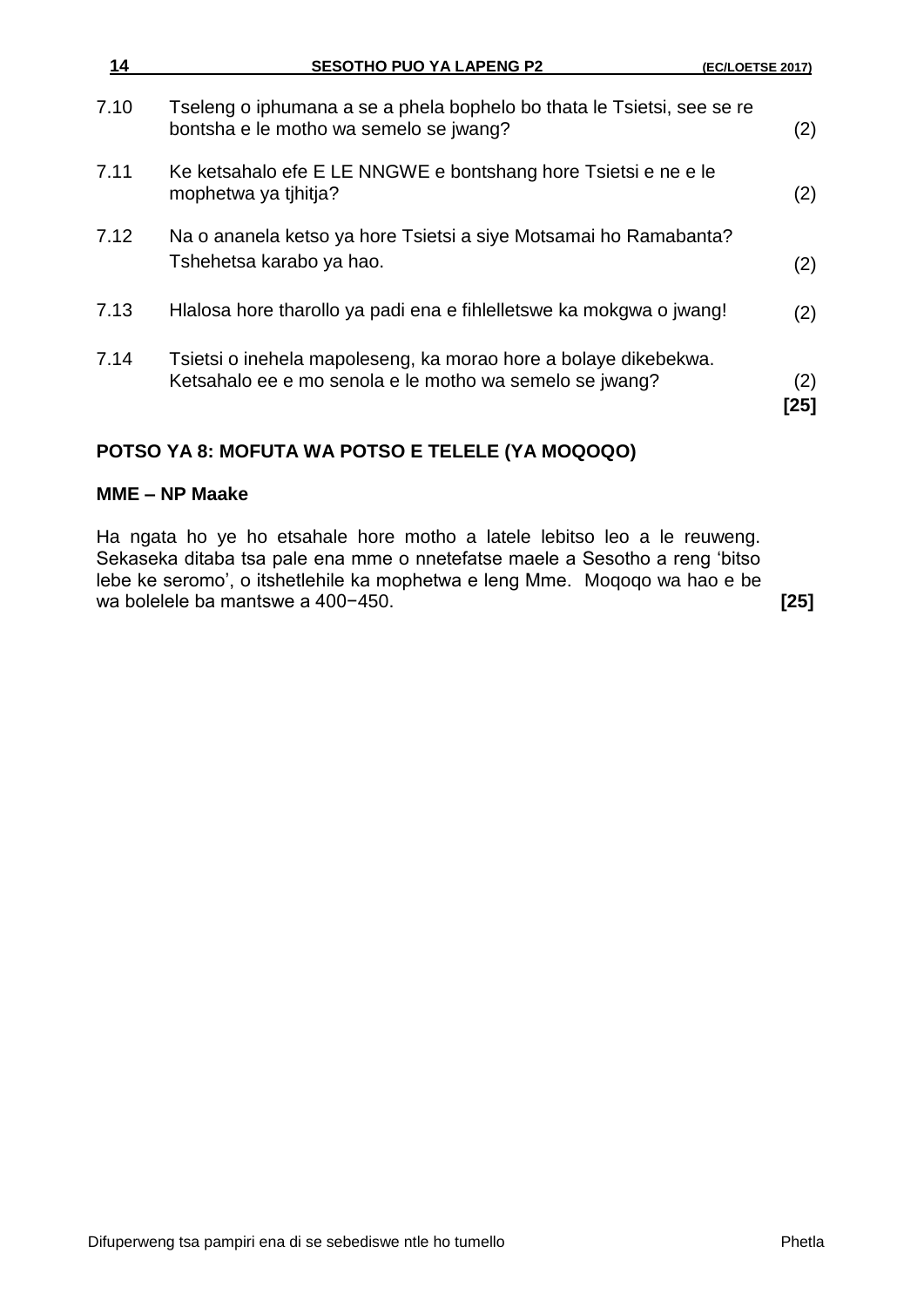7.10 Tseleng o iphumana a se a phela bophelo bo thata le Tsietsi, see se re bontsha e le motho wa semelo se jwang? (2)

7.11 Ke ketsahalo efe E LE NNGWE e bontshang hore Tsietsi e ne e le mophetwa ya tjhitja? (2)

7.12 Na o ananela ketso ya hore Tsietsi a siye Motsamai ho Ramabanta? Tshehetsa karabo ya hao. (2)

7.13 Hlalosa hore tharollo ya padi ena e fihlelletswe ka mokgwa o jwang! (2)

7.14 Tsietsi o inehela mapoleseng, ka morao hore a bolaye dikebekwa. Ketsahalo ee e mo senola e le motho wa semelo se jwang? (2)

**[25]**

## POTSO YA 8: MOFUTA WA POTSO E TELELE (YA MOQOQO)

**MME – NP Maake**

Ha ngata ho ye ho etsahale hore motho a latele lebitso leo a le reuweng. Sekaseka ditaba tsa pale ena mme o nnetefatse maele a Sesotho a reng 'bitso lebe ke seromo', o itshetlehile ka mophetwa e leng Mme. Moqoqo wa hao e be wa bolelele ba mantswe a 400−450. **[25]**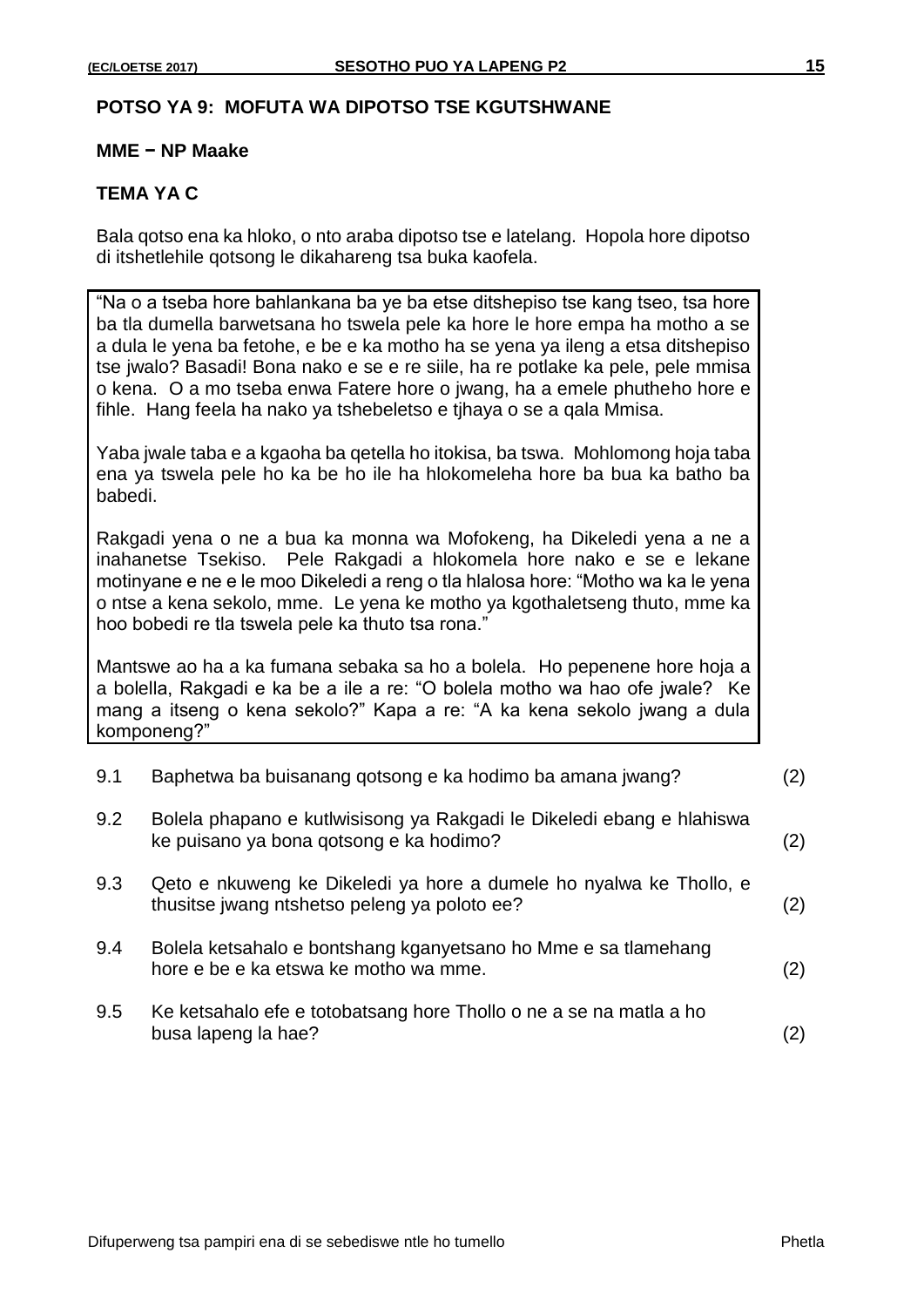**POTSO YA 9: MOFUTA WA DIPOTSO TSE KGUTSHWANE**

**MME − NP Maake**

**TEMA YA C**

Bala qotso ena ka hloko, o nto araba dipotso tse e latelang. Hopola hore dipotso di itshetlehile qotsong le dikahareng tsa buka kaofela.

> "Na o a tseba hore bahlankana ba ye ba etse ditshepiso tse kang tseo, tsa hore ba tla dumella barwetsana ho tswela pele ka hore le hore empa ha motho a se a dula le yena ba fetohe, e be e ka motho ha se yena ya ileng a etsa ditshepiso tse jwalo? Basadi! Bona nako e se e re siile, ha re potlake ka pele, pele mmisa o kena. O a mo tseba enwa Fatere hore o jwang, ha a emele phutheho hore e fihle. Hang feela ha nako ya tshebeletso e tjhaya o se a qala Mmisa.
>
> Yaba jwale taba e a kgaoha ba qetella ho itokisa, ba tswa. Mohlomong hoja taba ena ya tswela pele ho ka be ho ile ha hlokomeleha hore ba bua ka batho ba babedi.
>
> Rakgadi yena o ne a bua ka monna wa Mofokeng, ha Dikeledi yena a ne a inahanetse Tsekiso. Pele Rakgadi a hlokomela hore nako e se e lekane motinyane e ne e le moo Dikeledi a reng o tla hlalosa hore: "Motho wa ka le yena o ntse a kena sekolo, mme. Le yena ke motho ya kgothaletseng thuto, mme ka hoo bobedi re tla tswela pele ka thuto tsa rona."
>
> Mantswe ao ha a ka fumana sebaka sa ho a bolela. Ho pepenene hore hoja a a bolella, Rakgadi e ka be a ile a re: "O bolela motho wa hao ofe jwale? Ke mang a itseng o kena sekolo?" Kapa a re: "A ka kena sekolo jwang a dula komponeng?"

9.1 Baphetwa ba buisanang qotsong e ka hodimo ba amana jwang? (2)

9.2 Bolela phapano e kutlwisisong ya Rakgadi le Dikeledi ebang e hlahiswa ke puisano ya bona qotsong e ka hodimo? (2)

9.3 Qeto e nkuweng ke Dikeledi ya hore a dumele ho nyalwa ke Thollo, e thusitse jwang ntshetso peleng ya poloto ee? (2)

9.4 Bolela ketsahalo e bontshang kganyetsano ho Mme e sa tlamehang hore e be e ka etswa ke motho wa mme. (2)

9.5 Ke ketsahalo efe e totobatsang hore Thollo o ne a se na matla a ho busa lapeng la hae? (2)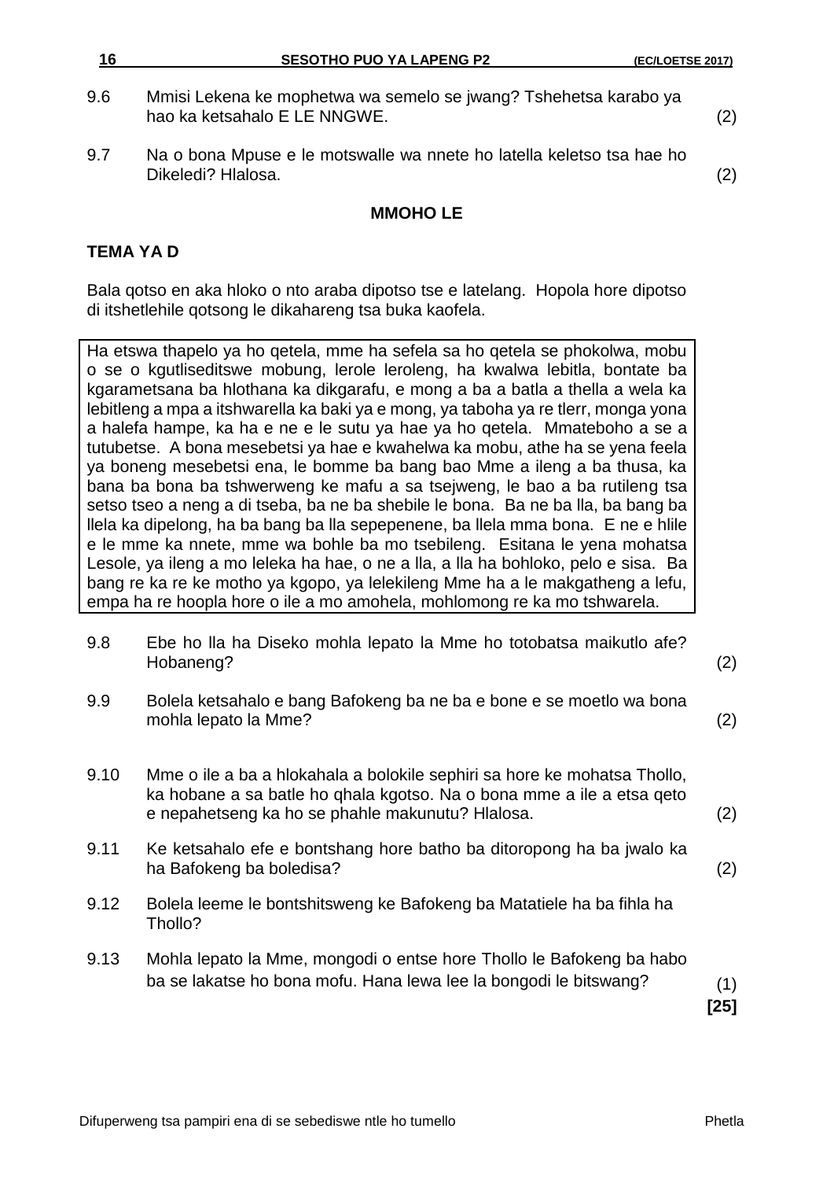9.6 Mmisi Lekena ke mophetwa wa semelo se jwang? Tshehetsa karabo ya hao ka ketsahalo E LE NNGWE. (2)

9.7 Na o bona Mpuse e le motswalle wa nnete ho latella keletso tsa hae ho Dikeledi? Hlalosa. (2)

**MMOHO LE**

**TEMA YA D**

Bala qotso en aka hloko o nto araba dipotso tse e latelang. Hopola hore dipotso di itshetlehile qotsong le dikahareng tsa buka kaofela.

> Ha etswa thapelo ya ho qetela, mme ha sefela sa ho qetela se phokolwa, mobu o se o kgutliseditswe mobung, lerole leroleng, ha kwalwa lebitla, bontate ba kgarametsana ba hlothana ka dikgarafu, e mong a ba a batla a thella a wela ka lebitleng a mpa a itshwarella ka baki ya e mong, ya taboha ya re tlerr, monga yona a halefa hampe, ka ha e ne e le sutu ya hae ya ho qetela. Mmateboho a se a tutubetse. A bona mesebetsi ya hae e kwahelwa ka mobu, athe ha se yena feela ya boneng mesebetsi ena, le bomme ba bang bao Mme a ileng a ba thusa, ka bana ba bona ba tshwerweng ke mafu a sa tsejweng, le bao a ba rutileng tsa setso tseo a neng a di tseba, ba ne ba shebile le bona. Ba ne ba lla, ba bang ba llela ka dipelong, ha ba bang ba lla sepepenene, ba llela mma bona. E ne e hlile e le mme ka nnete, mme wa bohle ba mo tsebileng. Esitana le yena mohatsa Lesole, ya ileng a mo leleka ha hae, o ne a lla, a lla ha bohloko, pelo e sisa. Ba bang re ka re ke motho ya kgopo, ya lelekileng Mme ha a le makgatheng a lefu, empa ha re hoopla hore o ile a mo amohela, mohlomong re ka mo tshwarela.

9.8 Ebe ho lla ha Diseko mohla lepato la Mme ho totobatsa maikutlo afe? Hobaneng? (2)

9.9 Bolela ketsahalo e bang Bafokeng ba ne ba e bone e se moetlo wa bona mohla lepato la Mme? (2)

9.10 Mme o ile a ba a hlokahala a bolokile sephiri sa hore ke mohatsa Thollo, ka hobane a sa batle ho qhala kgotso. Na o bona mme a ile a etsa qeto e nepahetseng ka ho se phahle makunutu? Hlalosa. (2)

9.11 Ke ketsahalo efe e bontshang hore batho ba ditoropong ha ba jwalo ka ha Bafokeng ba boledisa? (2)

9.12 Bolela leeme le bontshitsweng ke Bafokeng ba Matatiele ha ba fihla ha Thollo?

9.13 Mohla lepato la Mme, mongodi o entse hore Thollo le Bafokeng ba habo ba se lakatse ho bona mofu. Hana lewa lee la bongodi le bitswang? (1)

**[25]**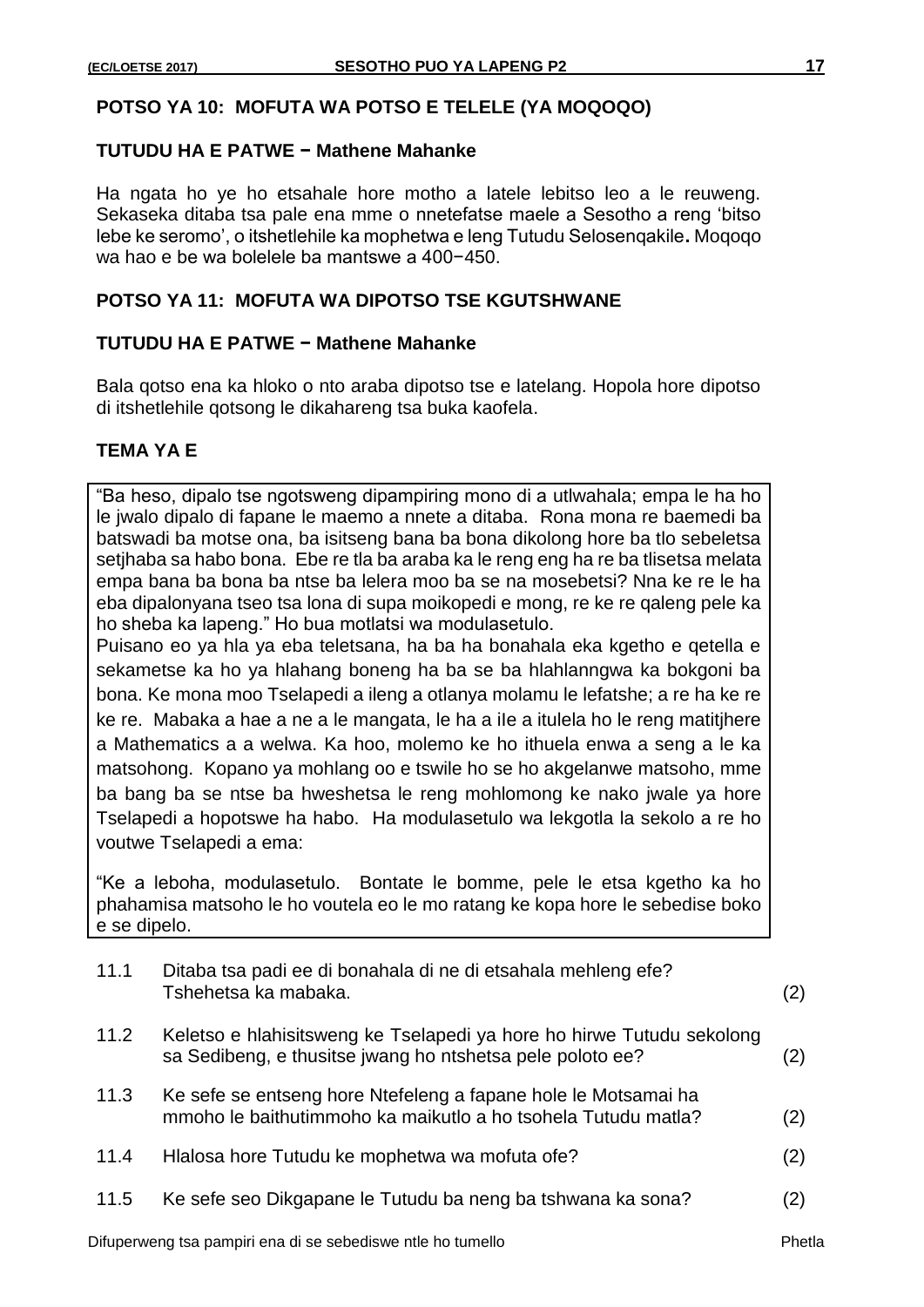## POTSO YA 10: MOFUTA WA POTSO E TELELE (YA MOQOQO)

### TUTUDU HA E PATWE − Mathene Mahanke

Ha ngata ho ye ho etsahale hore motho a latele lebitso leo a le reuweng. Sekaseka ditaba tsa pale ena mme o nnetefatse maele a Sesotho a reng 'bitso lebe ke seromo', o itshetlehile ka mophetwa e leng Tutudu Selosenqakile**.** Moqoqo wa hao e be wa bolelele ba mantswe a 400−450.

## POTSO YA 11: MOFUTA WA DIPOTSO TSE KGUTSHWANE

### TUTUDU HA E PATWE − Mathene Mahanke

Bala qotso ena ka hloko o nto araba dipotso tse e latelang. Hopola hore dipotso di itshetlehile qotsong le dikahareng tsa buka kaofela.

### TEMA YA E

"Ba heso, dipalo tse ngotsweng dipampiring mono di a utlwahala; empa le ha ho le jwalo dipalo di fapane le maemo a nnete a ditaba. Rona mona re baemedi ba batswadi ba motse ona, ba isitseng bana ba bona dikolong hore ba tlo sebeletsa setjhaba sa habo bona. Ebe re tla ba araba ka le reng eng ha re ba tlisetsa melata empa bana ba bona ba ntse ba lelera moo ba se na mosebetsi? Nna ke re le ha eba dipalonyana tseo tsa lona di supa moikopedi e mong, re ke re qaleng pele ka ho sheba ka lapeng." Ho bua motlatsi wa modulasetulo.

Puisano eo ya hla ya eba teletsana, ha ba ha bonahala eka kgetho e qetella e sekametse ka ho ya hlahang boneng ha ba se ba hlahlanngwa ka bokgoni ba bona. Ke mona moo Tselapedi a ileng a otlanya molamu le lefatshe; a re ha ke re ke re. Mabaka a hae a ne a le mangata, le ha a iIe a itulela ho le reng matitjhere a Mathematics a a welwa. Ka hoo, molemo ke ho ithuela enwa a seng a le ka matsohong. Kopano ya mohlang oo e tswile ho se ho akgelanwe matsoho, mme ba bang ba se ntse ba hweshetsa le reng mohlomong ke nako jwale ya hore Tselapedi a hopotswe ha habo. Ha modulasetulo wa lekgotla la sekolo a re ho voutwe Tselapedi a ema:

"Ke a leboha, modulasetulo. Bontate le bomme, pele le etsa kgetho ka ho phahamisa matsoho le ho voutela eo le mo ratang ke kopa hore le sebedise boko e se dipelo.

11.1 Ditaba tsa padi ee di bonahala di ne di etsahala mehleng efe? Tshehetsa ka mabaka. (2)

11.2 Keletso e hlahisitsweng ke Tselapedi ya hore ho hirwe Tutudu sekolong sa Sedibeng, e thusitse jwang ho ntshetsa pele poloto ee? (2)

11.3 Ke sefe se entseng hore Ntefeleng a fapane hole le Motsamai ha mmoho le baithutimmoho ka maikutlo a ho tsohela Tutudu matla? (2)

11.4 Hlalosa hore Tutudu ke mophetwa wa mofuta ofe? (2)

11.5 Ke sefe seo Dikgapane le Tutudu ba neng ba tshwana ka sona? (2)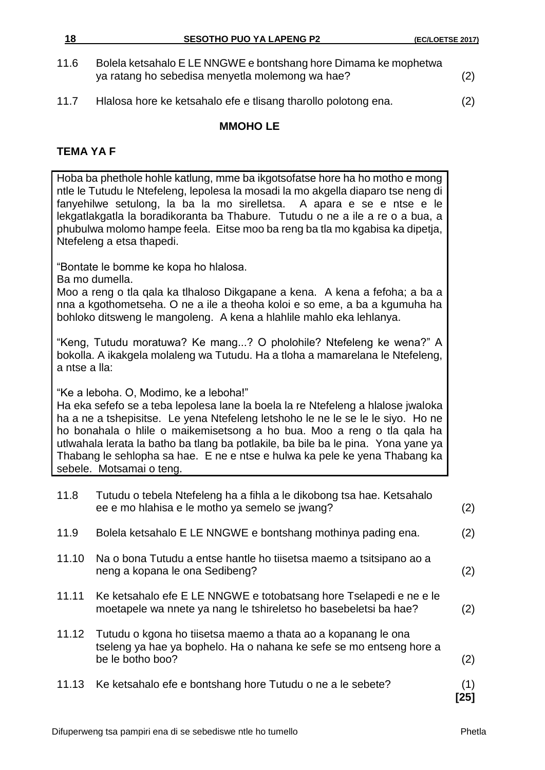11.6 Bolela ketsahalo E LE NNGWE e bontshang hore Dimama ke mophetwa ya ratang ho sebedisa menyetla molemong wa hae? (2)

11.7 Hlalosa hore ke ketsahalo efe e tlisang tharollo polotong ena. (2)

**MMOHO LE**

**TEMA YA F**

> Hoba ba phethole hohle katlung, mme ba ikgotsofatse hore ha ho motho e mong ntle le Tutudu le Ntefeleng, lepolesa la mosadi la mo akgella diaparo tse neng di fanyehilwe setulong, la ba la mo sirelletsa. A apara e se e ntse e le lekgatlakgatla la boradikoranta ba Thabure. Tutudu o ne a ile a re o a bua, a phubulwa molomo hampe feela. Eitse moo ba reng ba tla mo kgabisa ka dipetja, Ntefeleng a etsa thapedi.
>
> "Bontate le bomme ke kopa ho hlalosa.
> Ba mo dumella.
> Moo a reng o tla qala ka tlhaloso Dikgapane a kena. A kena a fefoha; a ba a nna a kgothometseha. O ne a ile a theoha koloi e so eme, a ba a kgumuha ha bohloko ditsweng le mangoleng. A kena a hlahlile mahlo eka lehlanya.
>
> "Keng, Tutudu moratuwa? Ke mang...? O pholohile? Ntefeleng ke wena?" A bokolla. A ikakgela molaleng wa Tutudu. Ha a tloha a mamarelana le Ntefeleng, a ntse a lla:
>
> "Ke a leboha. O, Modimo, ke a leboha!"
> Ha eka sefefo se a teba lepolesa lane la boela la re Ntefeleng a hlalose jwaloka ha a ne a tshepisitse. Le yena Ntefeleng letshoho le ne le se le le siyo. Ho ne ho bonahala o hlile o maikemisetsong a ho bua. Moo a reng o tla qala ha utlwahala lerata la batho ba tlang ba potlakile, ba bile ba le pina. Yona yane ya Thabang le sehlopha sa hae. E ne e ntse e hulwa ka pele ke yena Thabang ka sebele. Motsamai o teng.

11.8 Tutudu o tebela Ntefeleng ha a fihla a le dikobong tsa hae. Ketsahalo ee e mo hlahisa e le motho ya semelo se jwang? (2)

11.9 Bolela ketsahalo E LE NNGWE e bontshang mothinya pading ena. (2)

11.10 Na o bona Tutudu a entse hantle ho tiisetsa maemo a tsitsipano ao a neng a kopana le ona Sedibeng? (2)

11.11 Ke ketsahalo efe E LE NNGWE e totobatsang hore Tselapedi e ne e le moetapele wa nnete ya nang le tshireletso ho basebeletsi ba hae? (2)

11.12 Tutudu o kgona ho tiisetsa maemo a thata ao a kopanang le ona tseleng ya hae ya bophelo. Ha o nahana ke sefe se mo entseng hore a be le botho boo? (2)

11.13 Ke ketsahalo efe e bontshang hore Tutudu o ne a le sebete? (1)
**[25]**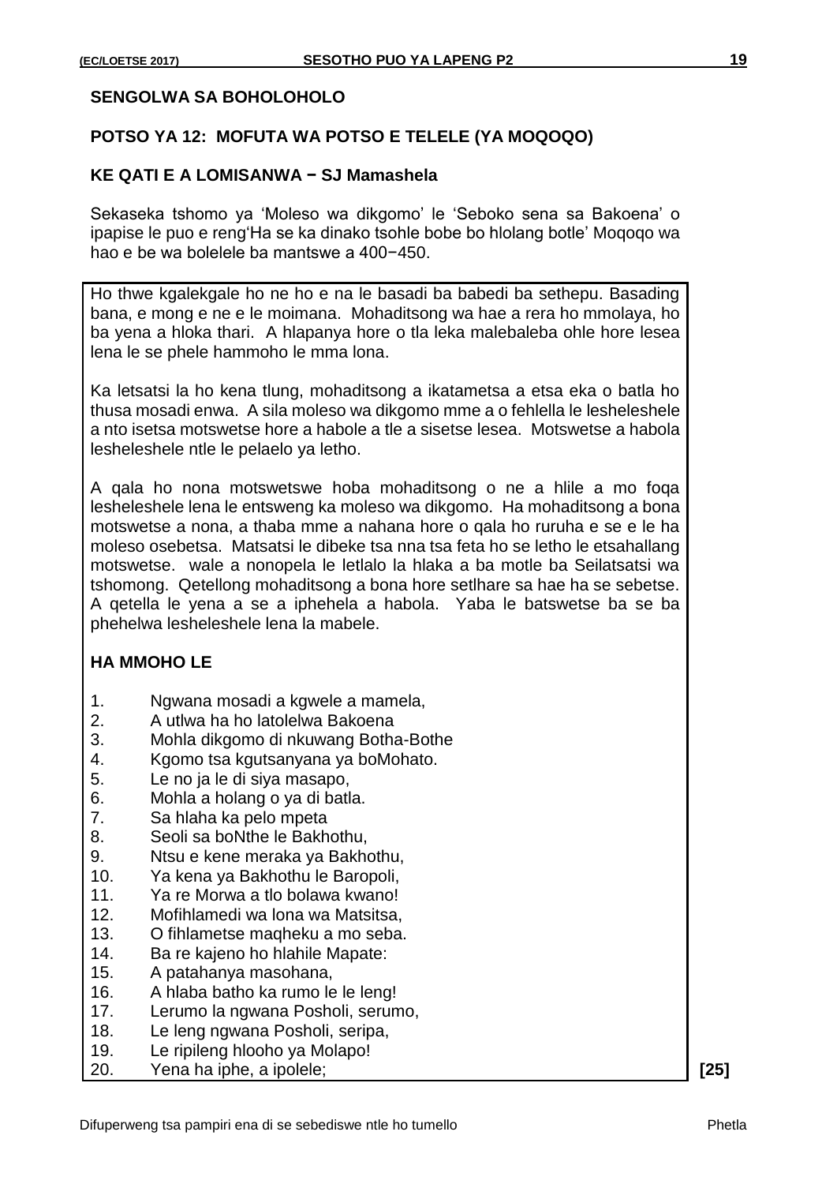**SENGOLWA SA BOHOLOHOLO**

**POTSO YA 12: MOFUTA WA POTSO E TELELE (YA MOQOQO)**

**KE QATI E A LOMISANWA − SJ Mamashela**

Sekaseka tshomo ya 'Moleso wa dikgomo' le 'Seboko sena sa Bakoena' o ipapise le puo e reng'Ha se ka dinako tsohle bobe bo hlolang botle' Moqoqo wa hao e be wa bolelele ba mantswe a 400−450.

Ho thwe kgalekgale ho ne ho e na le basadi ba babedi ba sethepu. Basading bana, e mong e ne e le moimana. Mohaditsong wa hae a rera ho mmolaya, ho ba yena a hloka thari. A hlapanya hore o tla leka malebaleba ohle hore lesea lena le se phele hammoho le mma lona.

Ka letsatsi la ho kena tlung, mohaditsong a ikatametsa a etsa eka o batla ho thusa mosadi enwa. A sila moleso wa dikgomo mme a o fehlella le lesheleshele a nto isetsa motswetse hore a habole a tle a sisetse lesea. Motswetse a habola lesheleshele ntle le pelaelo ya letho.

A qala ho nona motswetswe hoba mohaditsong o ne a hlile a mo foqa lesheleshele lena le entsweng ka moleso wa dikgomo. Ha mohaditsong a bona motswetse a nona, a thaba mme a nahana hore o qala ho ruruha e se e le ha moleso osebetsa. Matsatsi le dibeke tsa nna tsa feta ho se letho le etsahallang motswetse. wale a nonopela le letlalo la hlaka a ba motle ba Seilatsatsi wa tshomong. Qetellong mohaditsong a bona hore setlhare sa hae ha se sebetse. A qetella le yena a se a iphehela a habola. Yaba le batswetse ba se ba phehelwa lesheleshele lena la mabele.

**HA MMOHO LE**

1. Ngwana mosadi a kgwele a mamela,
2. A utlwa ha ho latolelwa Bakoena
3. Mohla dikgomo di nkuwang Botha-Bothe
4. Kgomo tsa kgutsanyana ya boMohato.
5. Le no ja le di siya masapo,
6. Mohla a holang o ya di batla.
7. Sa hlaha ka pelo mpeta
8. Seoli sa boNthe le Bakhothu,
9. Ntsu e kene meraka ya Bakhothu,
10. Ya kena ya Bakhothu le Baropoli,
11. Ya re Morwa a tlo bolawa kwano!
12. Mofihlamedi wa lona wa Matsitsa,
13. O fihlametse maqheku a mo seba.
14. Ba re kajeno ho hlahile Mapate:
15. A patahanya masohana,
16. A hlaba batho ka rumo le le leng!
17. Lerumo la ngwana Posholi, serumo,
18. Le leng ngwana Posholi, seripa,
19. Le ripileng hlooho ya Molapo!
20. Yena ha iphe, a ipolele;

**[25]**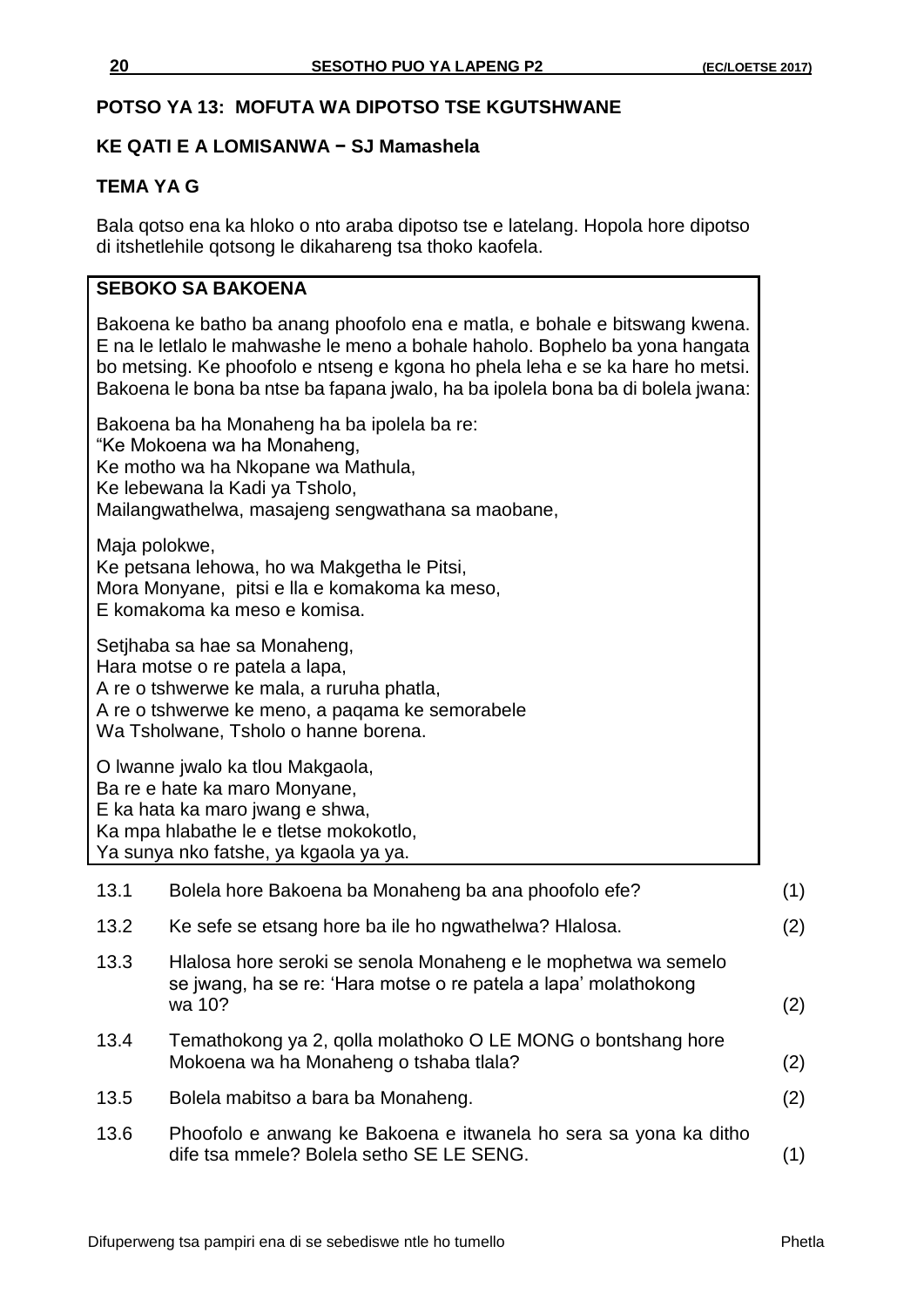**POTSO YA 13: MOFUTA WA DIPOTSO TSE KGUTSHWANE**

**KE QATI E A LOMISANWA − SJ Mamashela**

**TEMA YA G**

Bala qotso ena ka hloko o nto araba dipotso tse e latelang. Hopola hore dipotso di itshetlehile qotsong le dikahareng tsa thoko kaofela.

**SEBOKO SA BAKOENA**

Bakoena ke batho ba anang phoofolo ena e matla, e bohale e bitswang kwena. E na le letlalo le mahwashe le meno a bohale haholo. Bophelo ba yona hangata bo metsing. Ke phoofolo e ntseng e kgona ho phela leha e se ka hare ho metsi. Bakoena le bona ba ntse ba fapana jwalo, ha ba ipolela bona ba di bolela jwana:

Bakoena ba ha Monaheng ha ba ipolela ba re:
"Ke Mokoena wa ha Monaheng,
Ke motho wa ha Nkopane wa Mathula,
Ke lebewana la Kadi ya Tsholo,
Mailangwathelwa, masajeng sengwathana sa maobane,

Maja polokwe,
Ke petsana lehowa, ho wa Makgetha le Pitsi,
Mora Monyane, pitsi e lla e komakoma ka meso,
E komakoma ka meso e komisa.

Setjhaba sa hae sa Monaheng,
Hara motse o re patela a lapa,
A re o tshwerwe ke mala, a ruruha phatla,
A re o tshwerwe ke meno, a paqama ke semorabele
Wa Tsholwane, Tsholo o hanne borena.

O lwanne jwalo ka tlou Makgaola,
Ba re e hate ka maro Monyane,
E ka hata ka maro jwang e shwa,
Ka mpa hlabathe le e tletse mokokotlo,
Ya sunya nko fatshe, ya kgaola ya ya.

| | | |
|---|---|---|
| 13.1 | Bolela hore Bakoena ba Monaheng ba ana phoofolo efe? | (1) |
| 13.2 | Ke sefe se etsang hore ba ile ho ngwathelwa? Hlalosa. | (2) |
| 13.3 | Hlalosa hore seroki se senola Monaheng e le mophetwa wa semelo se jwang, ha se re: 'Hara motse o re patela a lapa' molathokong wa 10? | (2) |
| 13.4 | Temathokong ya 2, qolla molathoko O LE MONG o bontshang hore Mokoena wa ha Monaheng o tshaba tlala? | (2) |
| 13.5 | Bolela mabitso a bara ba Monaheng. | (2) |
| 13.6 | Phoofolo e anwang ke Bakoena e itwanela ho sera sa yona ka ditho dife tsa mmele? Bolela setho SE LE SENG. | (1) |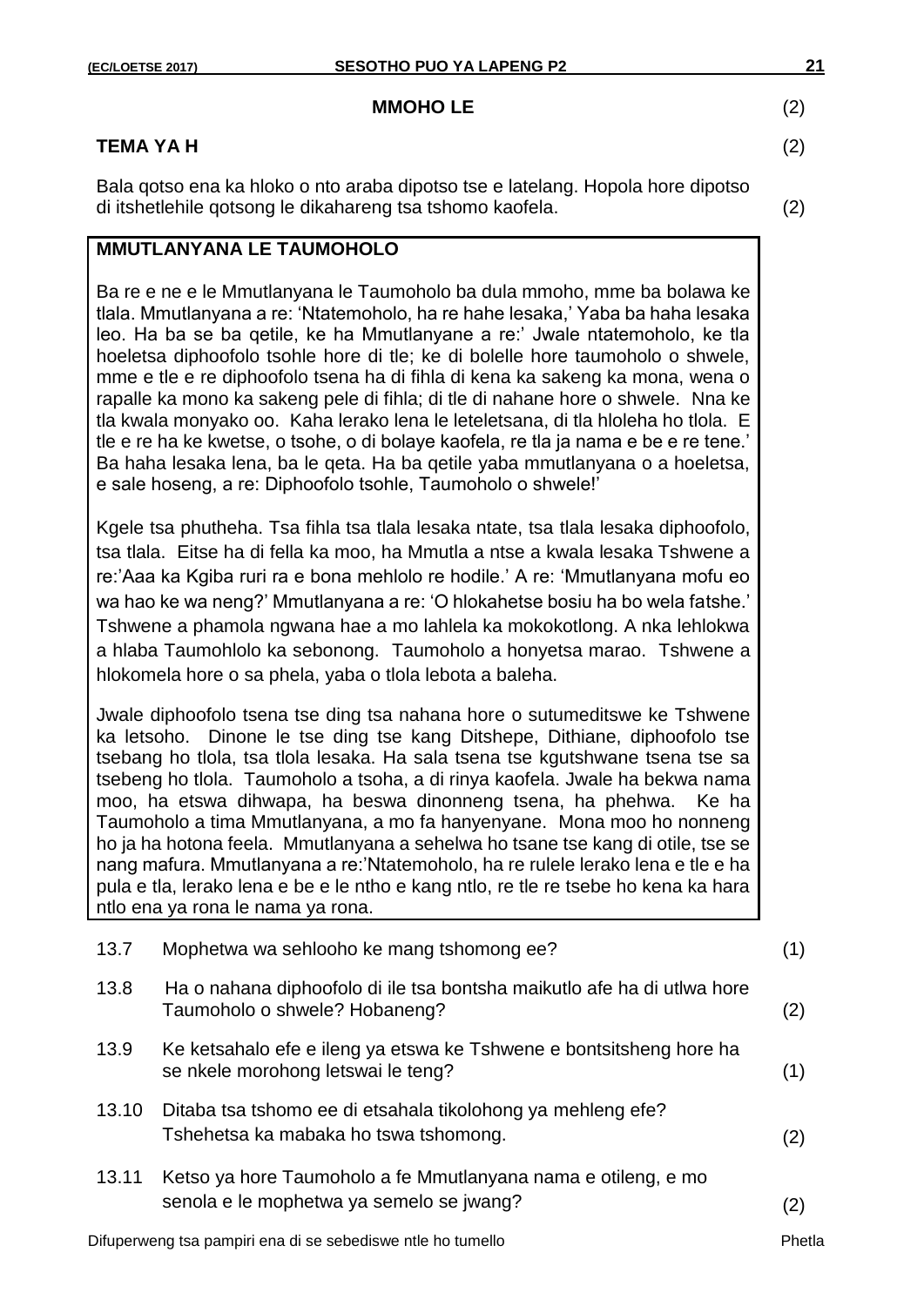**MMOHO LE** (2)

**TEMA YA H** (2)

Bala qotso ena ka hloko o nto araba dipotso tse e latelang. Hopola hore dipotso di itshetlehile qotsong le dikahareng tsa tshomo kaofela. (2)

> **MMUTLANYANA LE TAUMOHOLO**
>
> Ba re e ne e le Mmutlanyana le Taumoholo ba dula mmoho, mme ba bolawa ke tlala. Mmutlanyana a re: 'Ntatemoholo, ha re hahe lesaka,' Yaba ba haha lesaka leo. Ha ba se ba qetile, ke ha Mmutlanyane a re:' Jwale ntatemoholo, ke tla hoeletsa diphoofolo tsohle hore di tle; ke di bolelle hore taumoholo o shwele, mme e tle e re diphoofolo tsena ha di fihla di kena ka sakeng ka mona, wena o rapalle ka mono ka sakeng pele di fihla; di tle di nahane hore o shwele. Nna ke tla kwala monyako oo. Kaha lerako lena le leteletsana, di tla hloleha ho tlola. E tle e re ha ke kwetse, o tsohe, o di bolaye kaofela, re tla ja nama e be e re tene.' Ba haha lesaka lena, ba le qeta. Ha ba qetile yaba mmutlanyana o a hoeletsa, e sale hoseng, a re: Diphoofolo tsohle, Taumoholo o shwele!'
>
> Kgele tsa phutheha. Tsa fihla tsa tlala lesaka ntate, tsa tlala lesaka diphoofolo, tsa tlala. Eitse ha di fella ka moo, ha Mmutla a ntse a kwala lesaka Tshwene a re:'Aaa ka Kgiba ruri ra e bona mehlolo re hodile.' A re: 'Mmutlanyana mofu eo wa hao ke wa neng?' Mmutlanyana a re: 'O hlokahetse bosiu ha bo wela fatshe.' Tshwene a phamola ngwana hae a mo lahlela ka mokokotlong. A nka lehlokwa a hlaba Taumohlolo ka sebonong. Taumoholo a honyetsa marao. Tshwene a hlokomela hore o sa phela, yaba o tlola lebota a baleha.
>
> Jwale diphoofolo tsena tse ding tsa nahana hore o sutumeditswe ke Tshwene ka letsoho. Dinone le tse ding tse kang Ditshepe, Dithiane, diphoofolo tse tsebang ho tlola, tsa tlola lesaka. Ha sala tsena tse kgutshwane tsena tse sa tsebeng ho tlola. Taumoholo a tsoha, a di rinya kaofela. Jwale ha bekwa nama moo, ha etswa dihwapa, ha beswa dinonneng tsena, ha phehwa. Ke ha Taumoholo a tima Mmutlanyana, a mo fa hanyenyane. Mona moo ho nonneng ho ja ha hotona feela. Mmutlanyana a sehelwa ho tsane tse kang di otile, tse se nang mafura. Mmutlanyana a re:'Ntatemoholo, ha re rulele lerako lena e tle e ha pula e tla, lerako lena e be e le ntho e kang ntlo, re tle re tsebe ho kena ka hara ntlo ena ya rona le nama ya rona.

13.7 Mophetwa wa sehlooho ke mang tshomong ee? (1)

13.8 Ha o nahana diphoofolo di ile tsa bontsha maikutlo afe ha di utlwa hore Taumoholo o shwele? Hobaneng? (2)

13.9 Ke ketsahalo efe e ileng ya etswa ke Tshwene e bontsitsheng hore ha se nkele morohong letswai le teng? (1)

13.10 Ditaba tsa tshomo ee di etsahala tikolohong ya mehleng efe? Tshehetsa ka mabaka ho tswa tshomong. (2)

13.11 Ketso ya hore Taumoholo a fe Mmutlanyana nama e otileng, e mo senola e le mophetwa ya semelo se jwang? (2)

Difuperweng tsa pampiri ena di se sebediswe ntle ho tumello

Phetla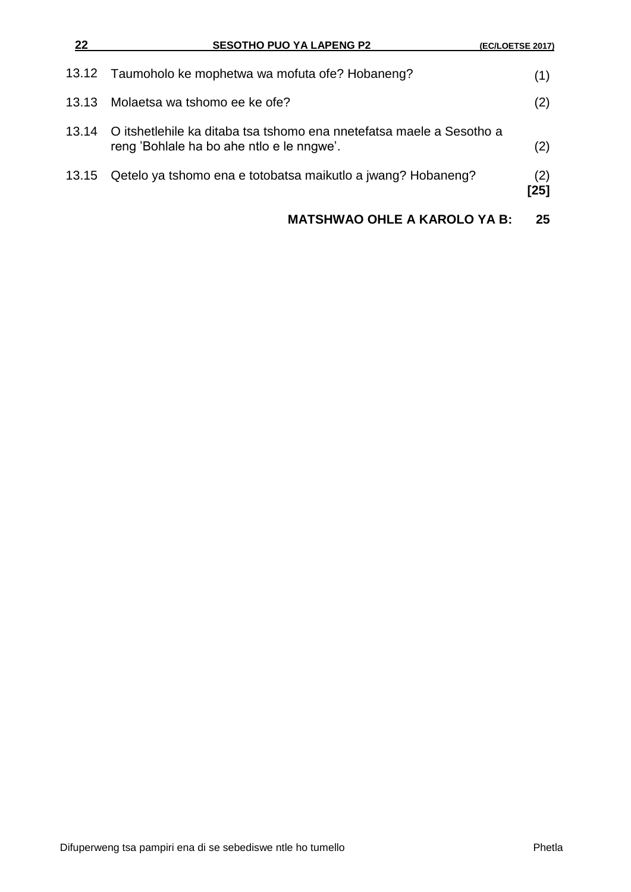13.12 Taumoholo ke mophetwa wa mofuta ofe? Hobaneng? (1)

13.13 Molaetsa wa tshomo ee ke ofe? (2)

13.14 O itshetlehile ka ditaba tsa tshomo ena nnetefatsa maele a Sesotho a reng 'Bohlale ha bo ahe ntlo e le nngwe'. (2)

13.15 Qetelo ya tshomo ena e totobatsa maikutlo a jwang? Hobaneng? (2)
**[25]**

**MATSHWAO OHLE A KAROLO YA B: 25**

Difuperweng tsa pampiri ena di se sebediswe ntle ho tumello

Phetla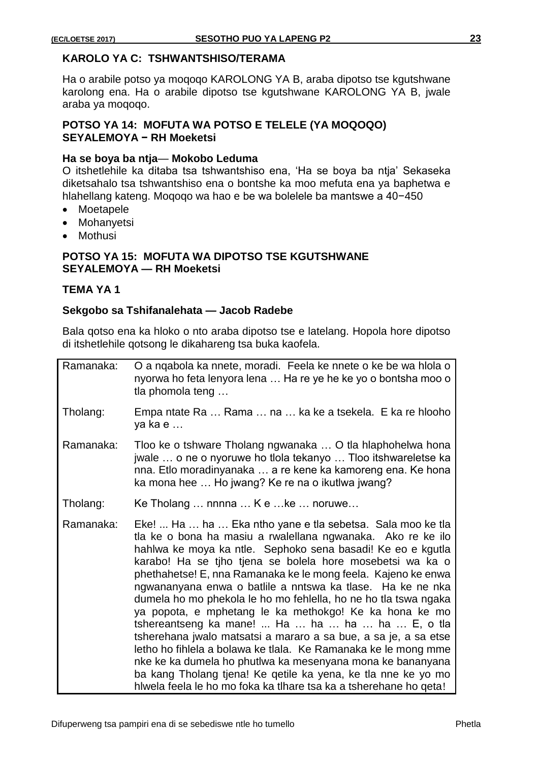## KAROLO YA C: TSHWANTSHISO/TERAMA

Ha o arabile potso ya moqoqo KAROLONG YA B, araba dipotso tse kgutshwane karolong ena. Ha o arabile dipotso tse kgutshwane KAROLONG YA B, jwale araba ya moqoqo.

### POTSO YA 14: MOFUTA WA POTSO E TELELE (YA MOQOQO)
### SEYALEMOYA − RH Moeketsi

**Ha se boya ba ntja— Mokobo Leduma**

O itshetlehile ka ditaba tsa tshwantshiso ena, 'Ha se boya ba ntja' Sekaseka diketsahalo tsa tshwantshiso ena o bontshe ka moo mefuta ena ya baphetwa e hlahellang kateng. Moqoqo wa hao e be wa bolelele ba mantswe a 40−450

- Moetapele
- Mohanyetsi
- Mothusi

### POTSO YA 15: MOFUTA WA DIPOTSO TSE KGUTSHWANE
### SEYALEMOYA — RH Moeketsi

**TEMA YA 1**

**Sekgobo sa Tshifanalehata — Jacob Radebe**

Bala qotso ena ka hloko o nto araba dipotso tse e latelang. Hopola hore dipotso di itshetlehile qotsong le dikahareng tsa buka kaofela.

| | |
|---|---|
| Ramanaka: | O a nqabola ka nnete, moradi. Feela ke nnete o ke be wa hlola o nyorwa ho feta lenyora lena … Ha re ye he ke yo o bontsha moo o tla phomola teng … |
| Tholang: | Empa ntate Ra … Rama … na … ka ke a tsekela. E ka re hlooho ya ka e … |
| Ramanaka: | Tloo ke o tshware Tholang ngwanaka … O tla hlaphohelwa hona jwale … o ne o nyoruwe ho tlola tekanyo … Tloo itshwareletse ka nna. Etlo moradinyanaka … a re kene ka kamoreng ena. Ke hona ka mona hee … Ho jwang? Ke re na o ikutlwa jwang? |
| Tholang: | Ke Tholang … nnnna … K e …ke … noruwe… |
| Ramanaka: | Eke! ... Ha … ha … Eka ntho yane e tla sebetsa. Sala moo ke tla tla ke o bona ha masiu a rwalellana ngwanaka. Ako re ke ilo hahlwa ke moya ka ntle. Sephoko sena basadi! Ke eo e kgutla karabo! Ha se tjho tjena se bolela hore mosebetsi wa ka o phethahetse! E, nna Ramanaka ke le mong feela. Kajeno ke enwa ngwananyana enwa o batlile a nntswa ka tlase. Ha ke ne nka dumela ho mo phekola le ho mo fehlella, ho ne ho tla tswa ngaka ya popota, e mphetang le ka methokgo! Ke ka hona ke mo tshereantseng ka mane! ... Ha … ha … ha … ha … E, o tla tsherehana jwalo matsatsi a mararo a sa bue, a sa je, a sa etse letho ho fihlela a bolawa ke tlala. Ke Ramanaka ke le mong mme nke ke ka dumela ho phutlwa ka mesenyana mona ke bananyana ba kang Tholang tjena! Ke qetile ka yena, ke tla nne ke yo mo hlwela feela le ho mo foka ka tlhare tsa ka a tsherehane ho qeta! |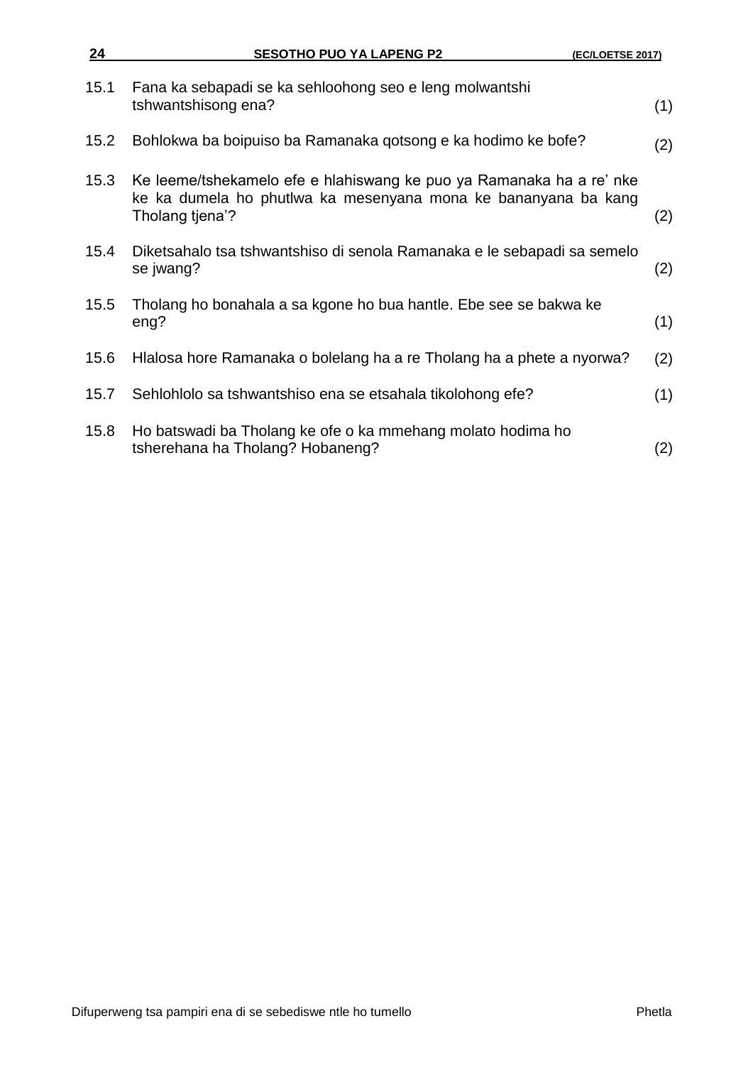15.1 Fana ka sebapadi se ka sehloohong seo e leng molwantshi tshwantshisong ena? (1)

15.2 Bohlokwa ba boipuiso ba Ramanaka qotsong e ka hodimo ke bofe? (2)

15.3 Ke leeme/tshekamelo efe e hlahiswang ke puo ya Ramanaka ha a re' nke ke ka dumela ho phutlwa ka mesenyana mona ke bananyana ba kang Tholang tjena'? (2)

15.4 Diketsahalo tsa tshwantshiso di senola Ramanaka e le sebapadi sa semelo se jwang? (2)

15.5 Tholang ho bonahala a sa kgone ho bua hantle. Ebe see se bakwa ke eng? (1)

15.6 Hlalosa hore Ramanaka o bolelang ha a re Tholang ha a phete a nyorwa? (2)

15.7 Sehlohlolo sa tshwantshiso ena se etsahala tikolohong efe? (1)

15.8 Ho batswadi ba Tholang ke ofe o ka mmehang molato hodima ho tsherehana ha Tholang? Hobaneng? (2)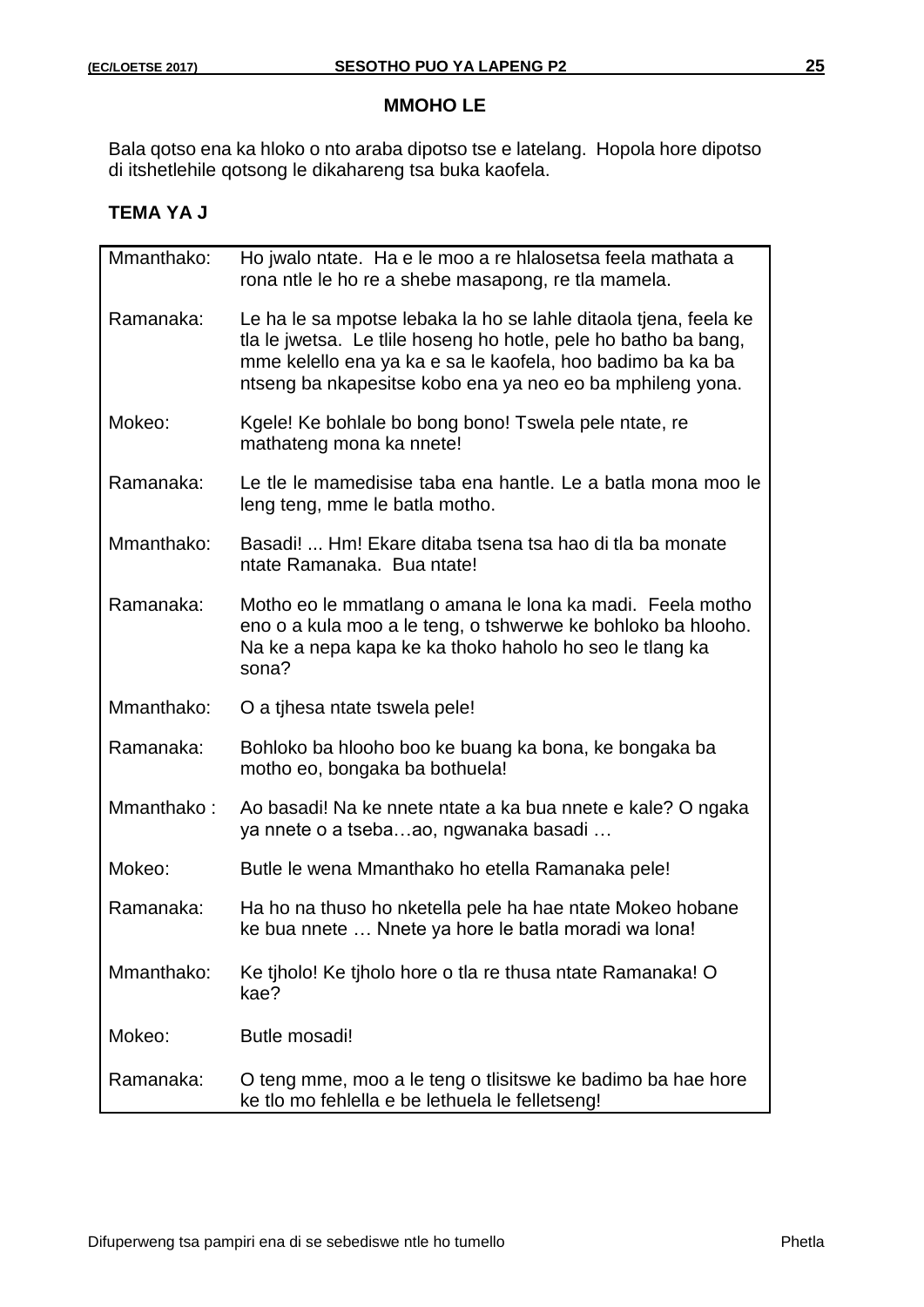**MMOHO LE**

Bala qotso ena ka hloko o nto araba dipotso tse e latelang. Hopola hore dipotso di itshetlehile qotsong le dikahareng tsa buka kaofela.

**TEMA YA J**

| | |
|---|---|
| Mmanthako: | Ho jwalo ntate. Ha e le moo a re hlalosetsa feela mathata a rona ntle le ho re a shebe masapong, re tla mamela. |
| Ramanaka: | Le ha le sa mpotse lebaka la ho se lahle ditaola tjena, feela ke tla le jwetsa. Le tlile hoseng ho hotle, pele ho batho ba bang, mme kelello ena ya ka e sa le kaofela, hoo badimo ba ka ba ntseng ba nkapesitse kobo ena ya neo eo ba mphileng yona. |
| Mokeo: | Kgele! Ke bohlale bo bong bono! Tswela pele ntate, re mathateng mona ka nnete! |
| Ramanaka: | Le tle le mamedisise taba ena hantle. Le a batla mona moo le leng teng, mme le batla motho. |
| Mmanthako: | Basadi! ... Hm! Ekare ditaba tsena tsa hao di tla ba monate ntate Ramanaka. Bua ntate! |
| Ramanaka: | Motho eo le mmatlang o amana le lona ka madi. Feela motho eno o a kula moo a le teng, o tshwerwe ke bohloko ba hlooho. Na ke a nepa kapa ke ka thoko haholo ho seo le tlang ka sona? |
| Mmanthako: | O a tjhesa ntate tswela pele! |
| Ramanaka: | Bohloko ba hlooho boo ke buang ka bona, ke bongaka ba motho eo, bongaka ba bothuela! |
| Mmanthako : | Ao basadi! Na ke nnete ntate a ka bua nnete e kale? O ngaka ya nnete o a tseba…ao, ngwanaka basadi … |
| Mokeo: | Butle le wena Mmanthako ho etella Ramanaka pele! |
| Ramanaka: | Ha ho na thuso ho nketella pele ha hae ntate Mokeo hobane ke bua nnete … Nnete ya hore le batla moradi wa lona! |
| Mmanthako: | Ke tjholo! Ke tjholo hore o tla re thusa ntate Ramanaka! O kae? |
| Mokeo: | Butle mosadi! |
| Ramanaka: | O teng mme, moo a le teng o tlisitswe ke badimo ba hae hore ke tlo mo fehlella e be lethuela le felletseng! |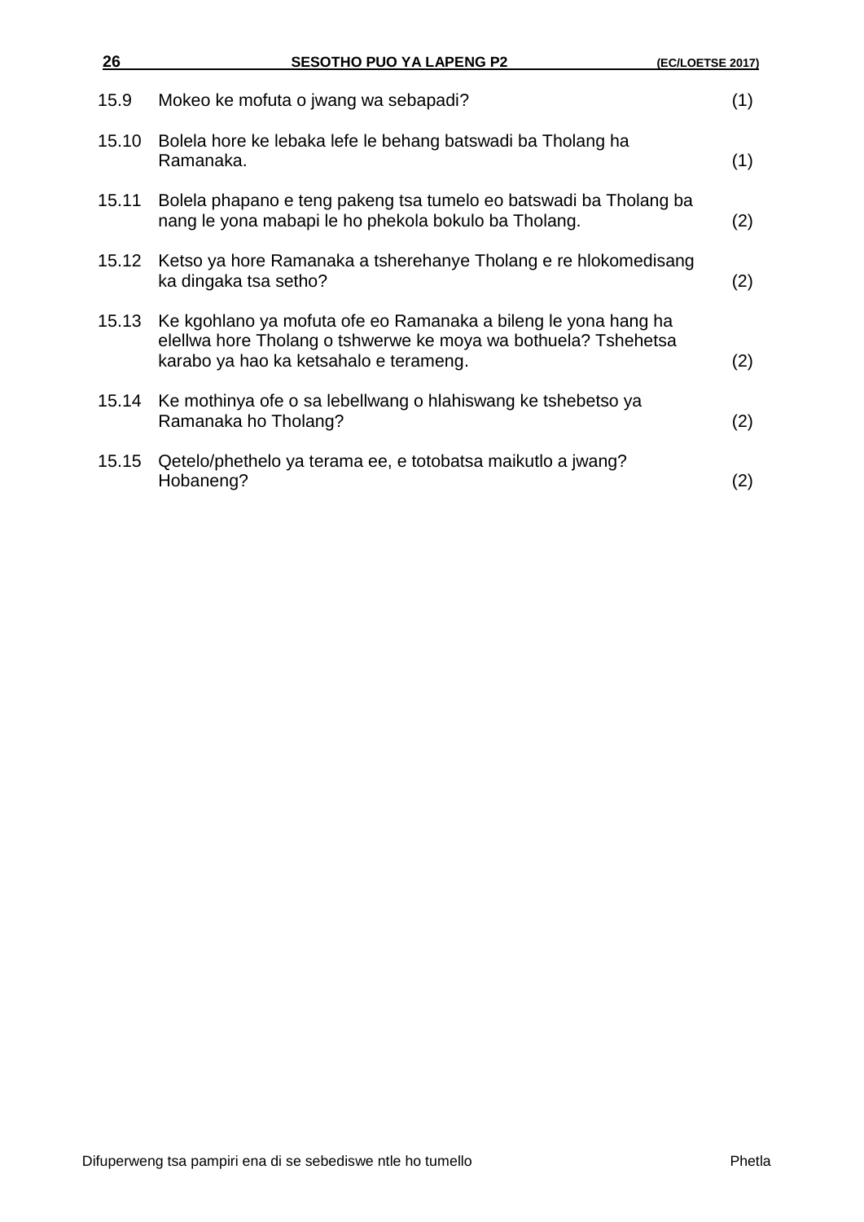15.9 Mokeo ke mofuta o jwang wa sebapadi? (1)

15.10 Bolela hore ke lebaka lefe le behang batswadi ba Tholang ha Ramanaka. (1)

15.11 Bolela phapano e teng pakeng tsa tumelo eo batswadi ba Tholang ba nang le yona mabapi le ho phekola bokulo ba Tholang. (2)

15.12 Ketso ya hore Ramanaka a tsherehanye Tholang e re hlokomedisang ka dingaka tsa setho? (2)

15.13 Ke kgohlano ya mofuta ofe eo Ramanaka a bileng le yona hang ha elellwa hore Tholang o tshwerwe ke moya wa bothuela? Tshehetsa karabo ya hao ka ketsahalo e terameng. (2)

15.14 Ke mothinya ofe o sa lebellwang o hlahiswang ke tshebetso ya Ramanaka ho Tholang? (2)

15.15 Qetelo/phethelo ya terama ee, e totobatsa maikutlo a jwang? Hobaneng? (2)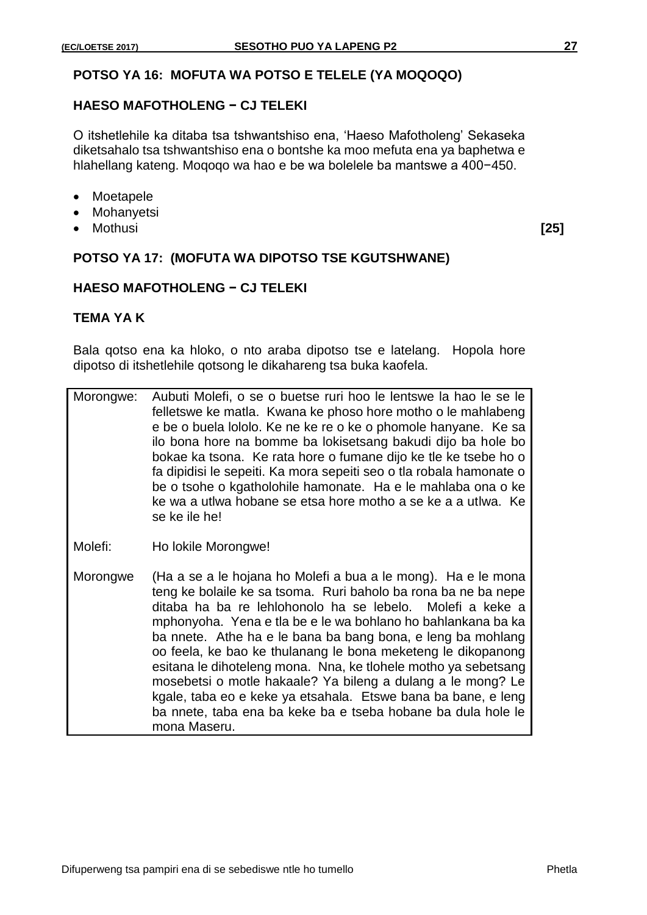**POTSO YA 16: MOFUTA WA POTSO E TELELE (YA MOQOQO)**

**HAESO MAFOTHOLENG − CJ TELEKI**

O itshetlehile ka ditaba tsa tshwantshiso ena, 'Haeso Mafotholeng' Sekaseka diketsahalo tsa tshwantshiso ena o bontshe ka moo mefuta ena ya baphetwa e hlahellang kateng. Moqoqo wa hao e be wa bolelele ba mantswe a 400−450.

- Moetapele
- Mohanyetsi
- Mothusi **[25]**

**POTSO YA 17: (MOFUTA WA DIPOTSO TSE KGUTSHWANE)**

**HAESO MAFOTHOLENG − CJ TELEKI**

**TEMA YA K**

Bala qotso ena ka hloko, o nto araba dipotso tse e latelang. Hopola hore dipotso di itshetlehile qotsong le dikahareng tsa buka kaofela.

| | |
|---|---|
| Morongwe: | Aubuti Molefi, o se o buetse ruri hoo le lentswe la hao le se le felletswe ke matla. Kwana ke phoso hore motho o le mahlabeng e be o buela lololo. Ke ne ke re o ke o phomole hanyane. Ke sa ilo bona hore na bomme ba lokisetsang bakudi dijo ba hole bo bokae ka tsona. Ke rata hore o fumane dijo ke tle ke tsebe ho o fa dipidisi le sepeiti. Ka mora sepeiti seo o tla robala hamonate o be o tsohe o kgatholohile hamonate. Ha e le mahlaba ona o ke ke wa a utlwa hobane se etsa hore motho a se ke a a utlwa. Ke se ke ile he! |
| Molefi: | Ho lokile Morongwe! |
| Morongwe | (Ha a se a le hojana ho Molefi a bua a le mong). Ha e le mona teng ke bolaile ke sa tsoma. Ruri baholo ba rona ba ne ba nepe ditaba ha ba re lehlohonolo ha se lebelo. Molefi a keke a mphonyoha. Yena e tla be e le wa bohlano ho bahlankana ba ka ba nnete. Athe ha e le bana ba bang bona, e leng ba mohlang oo feela, ke bao ke thulanang le bona meketeng le dikopanong esitana le dihoteleng mona. Nna, ke tlohele motho ya sebetsang mosebetsi o motle hakaale? Ya bileng a dulang a le mong? Le kgale, taba eo e keke ya etsahala. Etswe bana ba bane, e leng ba nnete, taba ena ba keke ba e tseba hobane ba dula hole le mona Maseru. |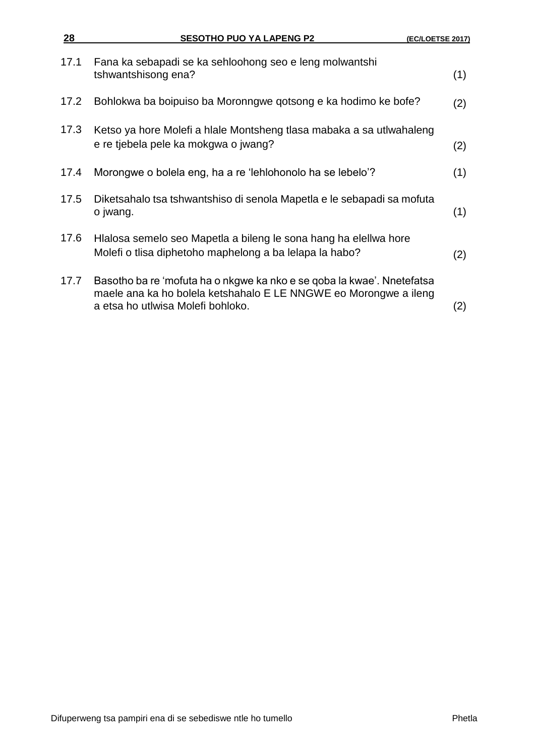17.1 Fana ka sebapadi se ka sehloohong seo e leng molwantshi tshwantshisong ena? (1)

17.2 Bohlokwa ba boipuiso ba Moronngwe qotsong e ka hodimo ke bofe? (2)

17.3 Ketso ya hore Molefi a hlale Montsheng tlasa mabaka a sa utlwahaleng e re tjebela pele ka mokgwa o jwang? (2)

17.4 Morongwe o bolela eng, ha a re ‘lehlohonolo ha se lebelo’? (1)

17.5 Diketsahalo tsa tshwantshiso di senola Mapetla e le sebapadi sa mofuta o jwang. (1)

17.6 Hlalosa semelo seo Mapetla a bileng le sona hang ha elellwa hore Molefi o tlisa diphetoho maphelong a ba lelapa la habo? (2)

17.7 Basotho ba re ‘mofuta ha o nkgwe ka nko e se qoba la kwae’. Nnetefatsa maele ana ka ho bolela ketshahalo E LE NNGWE eo Morongwe a ileng a etsa ho utlwisa Molefi bohloko. (2)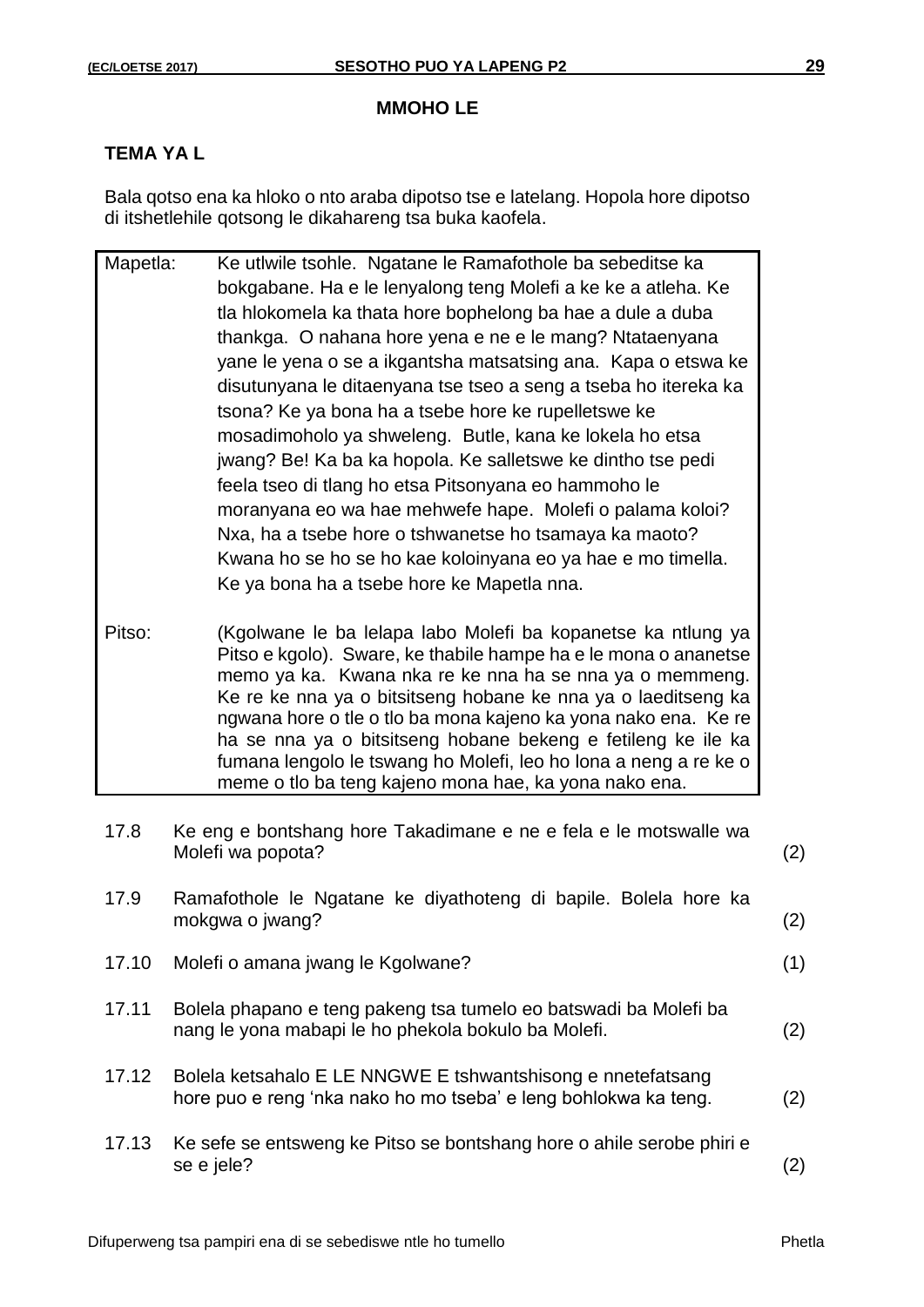**MMOHO LE**

**TEMA YA L**

Bala qotso ena ka hloko o nto araba dipotso tse e latelang. Hopola hore dipotso di itshetlehile qotsong le dikahareng tsa buka kaofela.

| | |
|---|---|
| Mapetla: | Ke utlwile tsohle. Ngatane le Ramafothole ba sebeditse ka bokgabane. Ha e le lenyalong teng Molefi a ke ke a atleha. Ke tla hlokomela ka thata hore bophelong ba hae a dule a duba thankga. O nahana hore yena e ne e le mang? Ntataenyana yane le yena o se a ikgantsha matsatsing ana. Kapa o etswa ke disutunyana le ditaenyana tse tseo a seng a tseba ho itereka ka tsona? Ke ya bona ha a tsebe hore ke rupelletswe ke mosadimoholo ya shweleng. Butle, kana ke lokela ho etsa jwang? Be! Ka ba ka hopola. Ke salletswe ke dintho tse pedi feela tseo di tlang ho etsa Pitsonyana eo hammoho le moranyana eo wa hae mehwefe hape. Molefi o palama koloi? Nxa, ha a tsebe hore o tshwanetse ho tsamaya ka maoto? Kwana ho se ho se ho kae koloinyana eo ya hae e mo timella. Ke ya bona ha a tsebe hore ke Mapetla nna. |
| Pitso: | (Kgolwane le ba lelapa labo Molefi ba kopanetse ka ntlung ya Pitso e kgolo). Sware, ke thabile hampe ha e le mona o ananetse memo ya ka. Kwana nka re ke nna ha se nna ya o memmeng. Ke re ke nna ya o bitsitseng hobane ke nna ya o laeditseng ka ngwana hore o tle o tlo ba mona kajeno ka yona nako ena. Ke re ha se nna ya o bitsitseng hobane bekeng e fetileng ke ile ka fumana lengolo le tswang ho Molefi, leo ho lona a neng a re ke o meme o tlo ba teng kajeno mona hae, ka yona nako ena. |

17.8 Ke eng e bontshang hore Takadimane e ne e fela e le motswalle wa Molefi wa popota? (2)

17.9 Ramafothole le Ngatane ke diyathoteng di bapile. Bolela hore ka mokgwa o jwang? (2)

17.10 Molefi o amana jwang le Kgolwane? (1)

17.11 Bolela phapano e teng pakeng tsa tumelo eo batswadi ba Molefi ba nang le yona mabapi le ho phekola bokulo ba Molefi. (2)

17.12 Bolela ketsahalo E LE NNGWE E tshwantshisong e nnetefatsang hore puo e reng 'nka nako ho mo tseba' e leng bohlokwa ka teng. (2)

17.13 Ke sefe se entsweng ke Pitso se bontshang hore o ahile serobe phiri e se e jele? (2)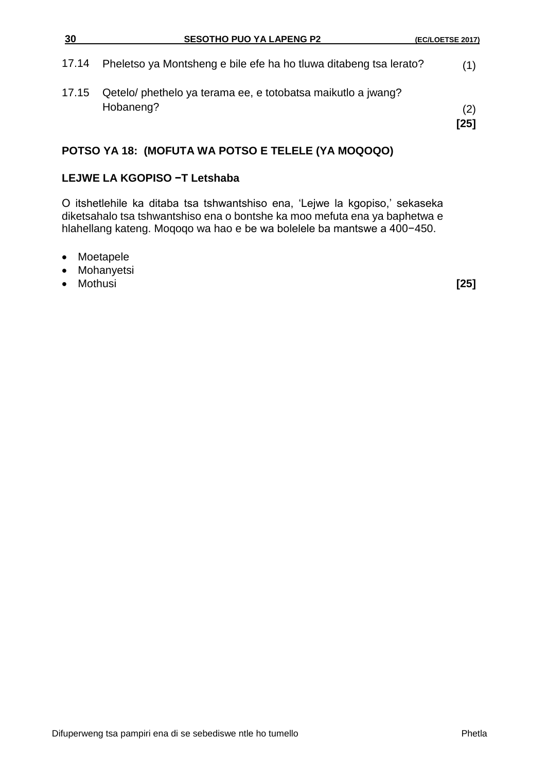17.14 Pheletso ya Montsheng e bile efe ha ho tluwa ditabeng tsa lerato? (1)

17.15 Qetelo/ phethelo ya terama ee, e totobatsa maikutlo a jwang? Hobaneng? (2)
**[25]**

## POTSO YA 18: (MOFUTA WA POTSO E TELELE (YA MOQOQO)

### LEJWE LA KGOPISO −T Letshaba

O itshetlehile ka ditaba tsa tshwantshiso ena, 'Lejwe la kgopiso,' sekaseka diketsahalo tsa tshwantshiso ena o bontshe ka moo mefuta ena ya baphetwa e hlahellang kateng. Moqoqo wa hao e be wa bolelele ba mantswe a 400−450.

- Moetapele
- Mohanyetsi
- Mothusi **[25]**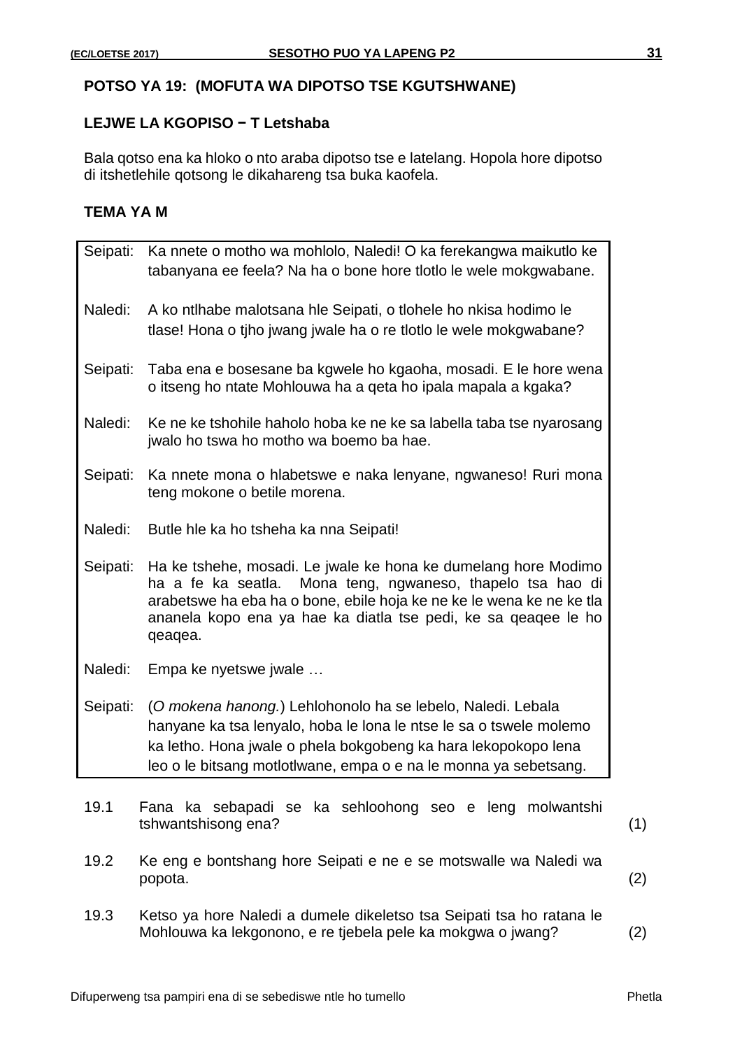**POTSO YA 19: (MOFUTA WA DIPOTSO TSE KGUTSHWANE)**

**LEJWE LA KGOPISO − T Letshaba**

Bala qotso ena ka hloko o nto araba dipotso tse e latelang. Hopola hore dipotso di itshetlehile qotsong le dikahareng tsa buka kaofela.

**TEMA YA M**

| | |
|---|---|
| Seipati: | Ka nnete o motho wa mohlolo, Naledi! O ka ferekangwa maikutlo ke tabanyana ee feela? Na ha o bone hore tlotlo le wele mokgwabane. |
| Naledi: | A ko ntlhabe malotsana hle Seipati, o tlohele ho nkisa hodimo le tlase! Hona o tjho jwang jwale ha o re tlotlo le wele mokgwabane? |
| Seipati: | Taba ena e bosesane ba kgwele ho kgaoha, mosadi. E le hore wena o itseng ho ntate Mohlouwa ha a qeta ho ipala mapala a kgaka? |
| Naledi: | Ke ne ke tshohile haholo hoba ke ne ke sa labella taba tse nyarosang jwalo ho tswa ho motho wa boemo ba hae. |
| Seipati: | Ka nnete mona o hlabetswe e naka lenyane, ngwaneso! Ruri mona teng mokone o betile morena. |
| Naledi: | Butle hle ka ho tsheha ka nna Seipati! |
| Seipati: | Ha ke tshehe, mosadi. Le jwale ke hona ke dumelang hore Modimo ha a fe ka seatla. Mona teng, ngwaneso, thapelo tsa hao di arabetswe ha eba ha o bone, ebile hoja ke ne ke le wena ke ne ke tla ananela kopo ena ya hae ka diatla tse pedi, ke sa qeaqee le ho qeaqea. |
| Naledi: | Empa ke nyetswe jwale … |
| Seipati: | (*O mokena hanong.*) Lehlohonolo ha se lebelo, Naledi. Lebala hanyane ka tsa lenyalo, hoba le lona le ntse le sa o tswele molemo ka letho. Hona jwale o phela bokgobeng ka hara lekopokopo lena leo o le bitsang motlotlwane, empa o e na le monna ya sebetsang. |

19.1 Fana ka sebapadi se ka sehloohong seo e leng molwantshi tshwantshisong ena? (1)

19.2 Ke eng e bontshang hore Seipati e ne e se motswalle wa Naledi wa popota. (2)

19.3 Ketso ya hore Naledi a dumele dikeletso tsa Seipati tsa ho ratana le Mohlouwa ka lekgonono, e re tjebela pele ka mokgwa o jwang? (2)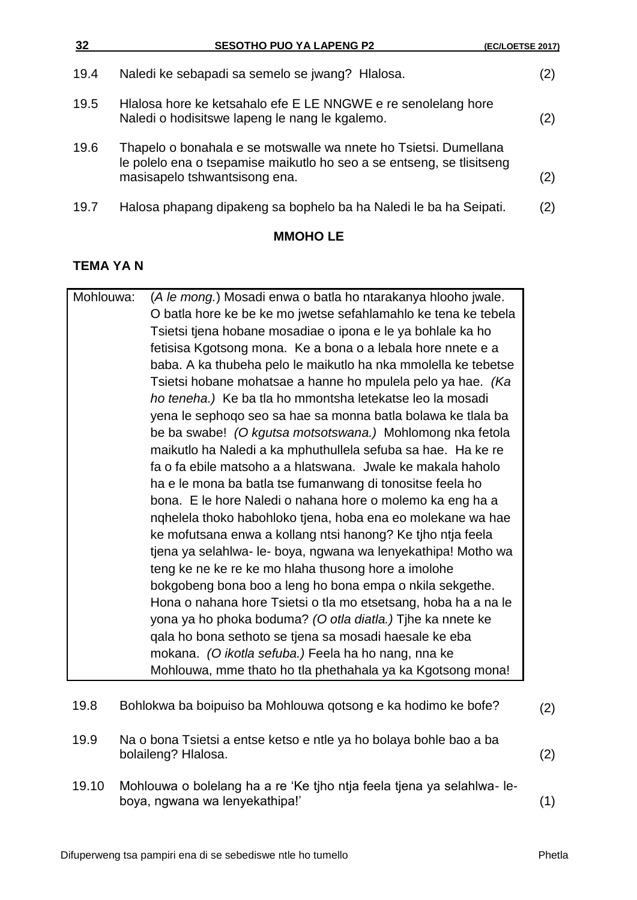19.4 Naledi ke sebapadi sa semelo se jwang? Hlalosa. (2)

19.5 Hlalosa hore ke ketsahalo efe E LE NNGWE e re senolelang hore Naledi o hodisitswe lapeng le nang le kgalemo. (2)

19.6 Thapelo o bonahala e se motswalle wa nnete ho Tsietsi. Dumellana le polelo ena o tsepamise maikutlo ho seo a se entseng, se tlisitseng masisapelo tshwantsisong ena. (2)

19.7 Halosa phapang dipakeng sa bophelo ba ha Naledi le ba ha Seipati. (2)

**MMOHO LE**

**TEMA YA N**

| | |
|---|---|
| Mohlouwa: | (*A le mong.*) Mosadi enwa o batla ho ntarakanya hlooho jwale. O batla hore ke be ke mo jwetse sefahlamahlo ke tena ke tebela Tsietsi tjena hobane mosadiae o ipona e le ya bohlale ka ho fetisisa Kgotsong mona. Ke a bona o a lebala hore nnete e a baba. A ka thubeha pelo le maikutlo ha nka mmolella ke tebetse Tsietsi hobane mohatsae a hanne ho mpulela pelo ya hae. *(Ka ho teneha.)* Ke ba tla ho mmontsha letekatse leo la mosadi yena le sephoqo seo sa hae sa monna batla bolawa ke tlala ba be ba swabe! *(O kgutsa motsotswana.)* Mohlomong nka fetola maikutlo ha Naledi a ka mphuthullela sefuba sa hae. Ha ke re fa o fa ebile matsoho a a hlatswana. Jwale ke makala haholo ha e le mona ba batla tse fumanwang di tonositse feela ho bona. E le hore Naledi o nahana hore o molemo ka eng ha a nqhelela thoko habohloko tjena, hoba ena eo molekane wa hae ke mofutsana enwa a kollang ntsi hanong? Ke tjho ntja feela tjena ya selahlwa- le- boya, ngwana wa lenyekathipa! Motho wa teng ke ne ke re ke mo hlaha thusong hore a imolohe bokgobeng bona boo a leng ho bona empa o nkila sekgethe. Hona o nahana hore Tsietsi o tla mo etsetsang, hoba ha a na le yona ya ho phoka boduma? *(O otla diatla.)* Tjhe ka nnete ke qala ho bona sethoto se tjena sa mosadi haesale ke eba mokana. *(O ikotla sefuba.)* Feela ha ho nang, nna ke Mohlouwa, mme thato ho tla phethahala ya ka Kgotsong mona! |

19.8 Bohlokwa ba boipuiso ba Mohlouwa qotsong e ka hodimo ke bofe? (2)

19.9 Na o bona Tsietsi a entse ketso e ntle ya ho bolaya bohle bao a ba bolaileng? Hlalosa. (2)

19.10 Mohlouwa o bolelang ha a re 'Ke tjho ntja feela tjena ya selahlwa- le- boya, ngwana wa lenyekathipa!' (1)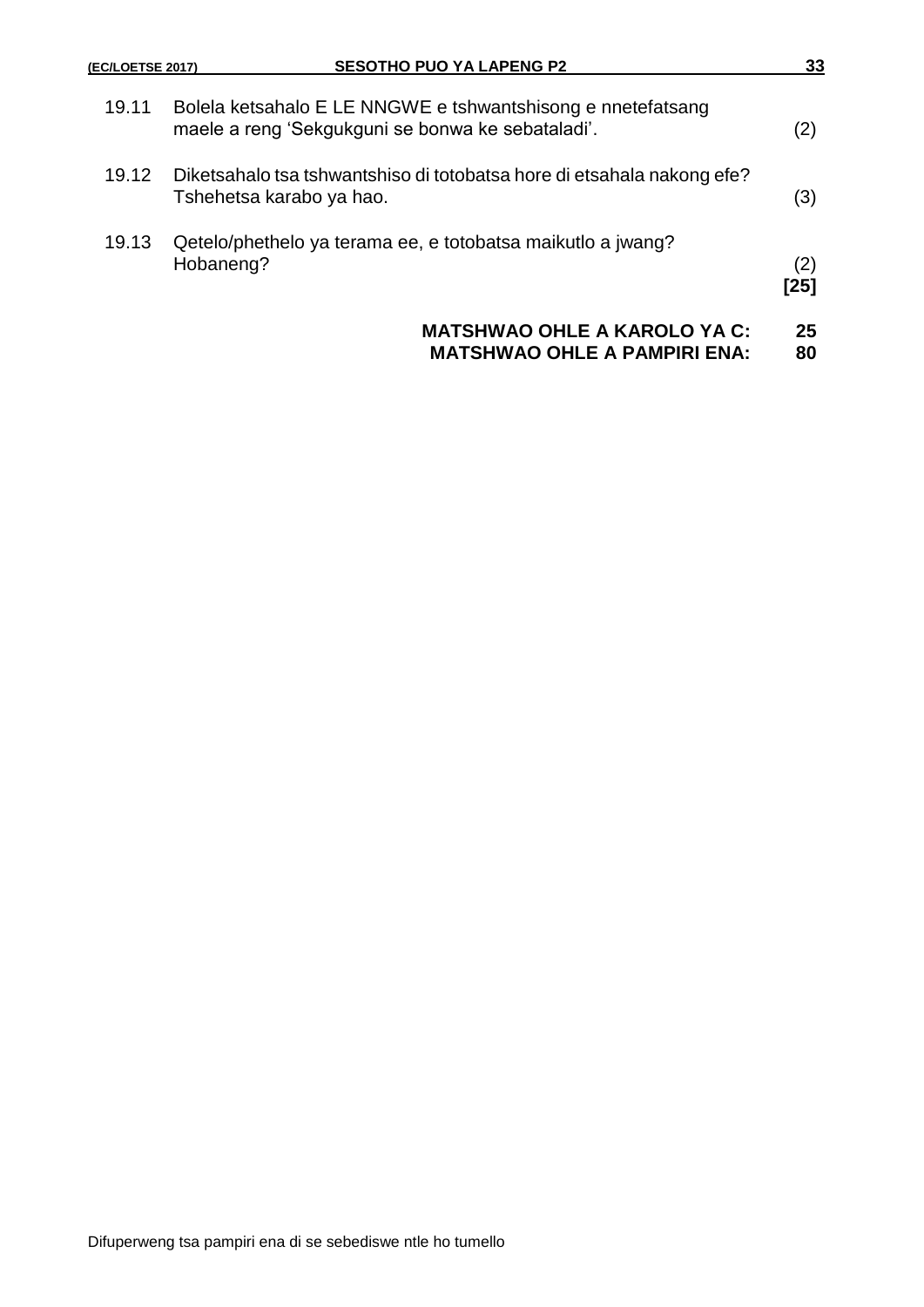| | | |
|---|---|---|
| 19.11 | Bolela ketsahalo E LE NNGWE e tshwantshisong e nnetefatsang maele a reng 'Sekgukguni se bonwa ke sebataladi'. | (2) |
| 19.12 | Diketsahalo tsa tshwantshiso di totobatsa hore di etsahala nakong efe? Tshehetsa karabo ya hao. | (3) |
| 19.13 | Qetelo/phethelo ya terama ee, e totobatsa maikutlo a jwang? Hobaneng? | (2) **[25]** |

**MATSHWAO OHLE A KAROLO YA C: 25**

**MATSHWAO OHLE A PAMPIRI ENA: 80**

Difuperweng tsa pampiri ena di se sebediswe ntle ho tumello